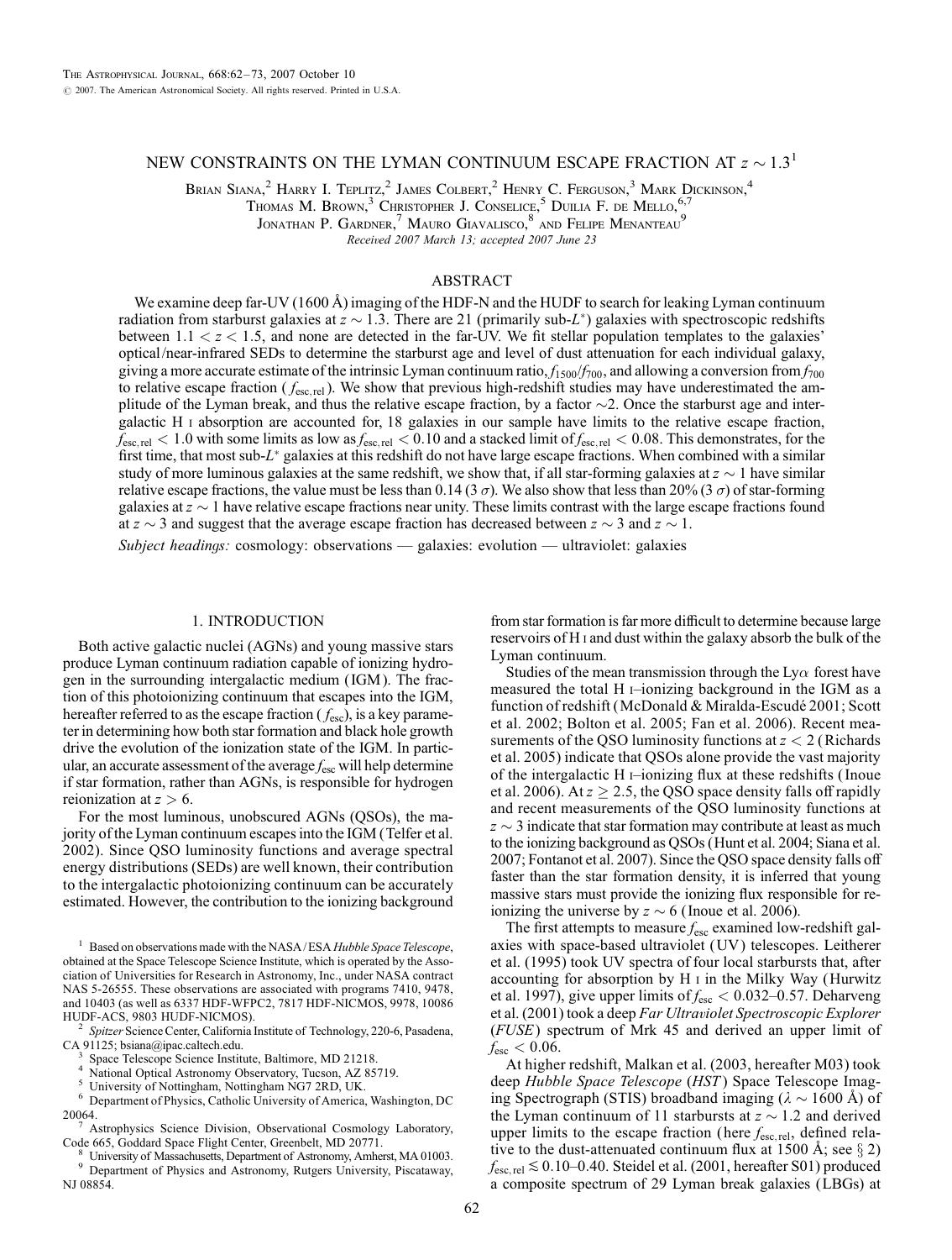# NEW CONSTRAINTS ON THE LYMAN CONTINUUM ESCAPE FRACTION AT $z \sim 1.3$[1]

Brian Siana,[2] Harry I. Teplitz,[2] James Colbert,[2] Henry C. Ferguson,[3] Mark Dickinson,[4] Thomas M. Brown,[3] Christopher J. Conselice,[5] Duilia F. de Mello,[6,7] Jonathan P. Gardner,[7] Mauro Giavalisco,[8] and Felipe Menanteau[9]

*Received 2007 March 13; accepted 2007 June 23*

## ABSTRACT

We examine deep far-UV (1600 Å) imaging of the HDF-N and the HUDF to search for leaking Lyman continuum radiation from starburst galaxies at $z \sim 1.3$. There are 21 (primarily sub-$L^*$) galaxies with spectroscopic redshifts between $1.1 < z < 1.5$, and none are detected in the far-UV. We fit stellar population templates to the galaxies' optical/near-infrared SEDs to determine the starburst age and level of dust attenuation for each individual galaxy, giving a more accurate estimate of the intrinsic Lyman continuum ratio, $f_{1500}/f_{700}$, and allowing a conversion from $f_{700}$ to relative escape fraction ($f_{\rm esc,rel}$). We show that previous high-redshift studies may have underestimated the amplitude of the Lyman break, and thus the relative escape fraction, by a factor $\sim$2. Once the starburst age and intergalactic H I absorption are accounted for, 18 galaxies in our sample have limits to the relative escape fraction, $f_{\rm esc,rel} < 1.0$ with some limits as low as $f_{\rm esc,rel} < 0.10$ and a stacked limit of $f_{\rm esc,rel} < 0.08$. This demonstrates, for the first time, that most sub-$L^*$ galaxies at this redshift do not have large escape fractions. When combined with a similar study of more luminous galaxies at the same redshift, we show that, if all star-forming galaxies at $z \sim 1$ have similar relative escape fractions, the value must be less than 0.14 ($3\ \sigma$). We also show that less than 20% ($3\ \sigma$) of star-forming galaxies at $z \sim 1$ have relative escape fractions near unity. These limits contrast with the large escape fractions found at $z \sim 3$ and suggest that the average escape fraction has decreased between $z \sim 3$ and $z \sim 1$.

*Subject headings:* cosmology: observations — galaxies: evolution — ultraviolet: galaxies

## 1. INTRODUCTION

Both active galactic nuclei (AGNs) and young massive stars produce Lyman continuum radiation capable of ionizing hydrogen in the surrounding intergalactic medium (IGM). The fraction of this photoionizing continuum that escapes into the IGM, hereafter referred to as the escape fraction ($f_{\rm esc}$), is a key parameter in determining how both star formation and black hole growth drive the evolution of the ionization state of the IGM. In particular, an accurate assessment of the average $f_{\rm esc}$ will help determine if star formation, rather than AGNs, is responsible for hydrogen reionization at $z > 6$.

For the most luminous, unobscured AGNs (QSOs), the majority of the Lyman continuum escapes into the IGM (Telfer et al. 2002). Since QSO luminosity functions and average spectral energy distributions (SEDs) are well known, their contribution to the intergalactic photoionizing continuum can be accurately estimated. However, the contribution to the ionizing background from star formation is far more difficult to determine because large reservoirs of H I and dust within the galaxy absorb the bulk of the Lyman continuum.

Studies of the mean transmission through the Ly$\alpha$ forest have measured the total H I–ionizing background in the IGM as a function of redshift (McDonald & Miralda-Escudé 2001; Scott et al. 2002; Bolton et al. 2005; Fan et al. 2006). Recent measurements of the QSO luminosity functions at $z < 2$ (Richards et al. 2005) indicate that QSOs alone provide the vast majority of the intergalactic H I–ionizing flux at these redshifts (Inoue et al. 2006). At $z \geq 2.5$, the QSO space density falls off rapidly and recent measurements of the QSO luminosity functions at $z \sim 3$ indicate that star formation may contribute at least as much to the ionizing background as QSOs (Hunt et al. 2004; Siana et al. 2007; Fontanot et al. 2007). Since the QSO space density falls off faster than the star formation density, it is inferred that young massive stars must provide the ionizing flux responsible for reionizing the universe by $z \sim 6$ (Inoue et al. 2006).

The first attempts to measure $f_{\rm esc}$ examined low-redshift galaxies with space-based ultraviolet (UV) telescopes. Leitherer et al. (1995) took UV spectra of four local starbursts that, after accounting for absorption by H I in the Milky Way (Hurwitz et al. 1997), give upper limits of $f_{\rm esc} < 0.032$–$0.57$. Deharveng et al. (2001) took a deep *Far Ultraviolet Spectroscopic Explorer* (*FUSE*) spectrum of Mrk 45 and derived an upper limit of $f_{\rm esc} < 0.06$.

At higher redshift, Malkan et al. (2003, hereafter M03) took deep *Hubble Space Telescope* (*HST*) Space Telescope Imaging Spectrograph (STIS) broadband imaging ($\lambda \sim 1600$ Å) of the Lyman continuum of 11 starbursts at $z \sim 1.2$ and derived upper limits to the escape fraction (here $f_{\rm esc,rel}$, defined relative to the dust-attenuated continuum flux at 1500 Å; see § 2) $f_{\rm esc,rel} \lesssim 0.10$–$0.40$. Steidel et al. (2001, hereafter S01) produced a composite spectrum of 29 Lyman break galaxies (LBGs) at

---

[1] Based on observations made with the NASA/ESA *Hubble Space Telescope*, obtained at the Space Telescope Science Institute, which is operated by the Association of Universities for Research in Astronomy, Inc., under NASA contract NAS 5-26555. These observations are associated with programs 7410, 9478, and 10403 (as well as 6337 HDF-WFPC2, 7817 HDF-NICMOS, 9978, 10086 HUDF-ACS, 9803 HUDF-NICMOS).

[2] *Spitzer* Science Center, California Institute of Technology, 220-6, Pasadena, CA 91125; bsiana@ipac.caltech.edu.

[3] Space Telescope Science Institute, Baltimore, MD 21218.

[4] National Optical Astronomy Observatory, Tucson, AZ 85719.

[5] University of Nottingham, Nottingham NG7 2RD, UK.

[6] Department of Physics, Catholic University of America, Washington, DC 20064.

[7] Astrophysics Science Division, Observational Cosmology Laboratory, Code 665, Goddard Space Flight Center, Greenbelt, MD 20771.

[8] University of Massachusetts, Department of Astronomy, Amherst, MA 01003.

[9] Department of Physics and Astronomy, Rutgers University, Piscataway, NJ 08854.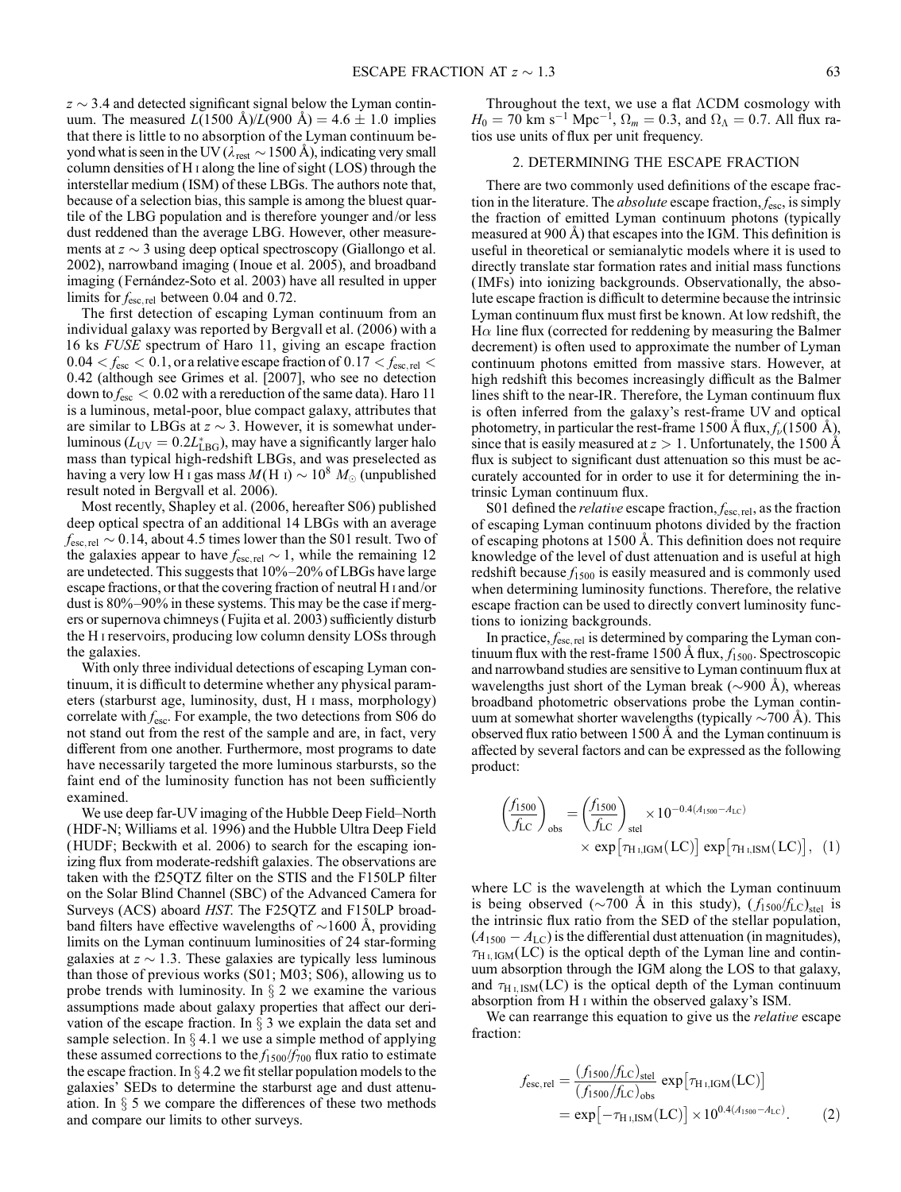$z \sim 3.4$ and detected significant signal below the Lyman continuum. The measured $L(1500\ \text{Å})/L(900\ \text{Å}) = 4.6 \pm 1.0$ implies that there is little to no absorption of the Lyman continuum beyond what is seen in the UV ($\lambda_{\text{rest}} \sim 1500$ Å), indicating very small column densities of H I along the line of sight (LOS) through the interstellar medium (ISM) of these LBGs. The authors note that, because of a selection bias, this sample is among the bluest quartile of the LBG population and is therefore younger and/or less dust reddened than the average LBG. However, other measurements at $z \sim 3$ using deep optical spectroscopy (Giallongo et al. 2002), narrowband imaging (Inoue et al. 2005), and broadband imaging (Fernández-Soto et al. 2003) have all resulted in upper limits for $f_{\text{esc,rel}}$ between 0.04 and 0.72.

The first detection of escaping Lyman continuum from an individual galaxy was reported by Bergvall et al. (2006) with a 16 ks *FUSE* spectrum of Haro 11, giving an escape fraction $0.04 < f_{\text{esc}} < 0.1$, or a relative escape fraction of $0.17 < f_{\text{esc,rel}} < 0.42$ (although see Grimes et al. [2007], who see no detection down to $f_{\text{esc}} < 0.02$ with a rereduction of the same data). Haro 11 is a luminous, metal-poor, blue compact galaxy, attributes that are similar to LBGs at $z \sim 3$. However, it is somewhat underluminous ($L_{\text{UV}} = 0.2 L^*_{\text{LBG}}$), may have a significantly larger halo mass than typical high-redshift LBGs, and was preselected as having a very low H I gas mass $M(\text{H I}) \sim 10^8\ M_\odot$ (unpublished result noted in Bergvall et al. 2006).

Most recently, Shapley et al. (2006, hereafter S06) published deep optical spectra of an additional 14 LBGs with an average $f_{\text{esc,rel}} \sim 0.14$, about 4.5 times lower than the S01 result. Two of the galaxies appear to have $f_{\text{esc,rel}} \sim 1$, while the remaining 12 are undetected. This suggests that 10%–20% of LBGs have large escape fractions, or that the covering fraction of neutral H I and/or dust is 80%–90% in these systems. This may be the case if mergers or supernova chimneys (Fujita et al. 2003) sufficiently disturb the H I reservoirs, producing low column density LOSs through the galaxies.

With only three individual detections of escaping Lyman continuum, it is difficult to determine whether any physical parameters (starburst age, luminosity, dust, H I mass, morphology) correlate with $f_{\text{esc}}$. For example, the two detections from S06 do not stand out from the rest of the sample and are, in fact, very different from one another. Furthermore, most programs to date have necessarily targeted the more luminous starbursts, so the faint end of the luminosity function has not been sufficiently examined.

We use deep far-UV imaging of the Hubble Deep Field–North (HDF-N; Williams et al. 1996) and the Hubble Ultra Deep Field (HUDF; Beckwith et al. 2006) to search for the escaping ionizing flux from moderate-redshift galaxies. The observations are taken with the f25QTZ filter on the STIS and the F150LP filter on the Solar Blind Channel (SBC) of the Advanced Camera for Surveys (ACS) aboard *HST*. The F25QTZ and F150LP broadband filters have effective wavelengths of $\sim$1600 Å, providing limits on the Lyman continuum luminosities of 24 star-forming galaxies at $z \sim 1.3$. These galaxies are typically less luminous than those of previous works (S01; M03; S06), allowing us to probe trends with luminosity. In § 2 we examine the various assumptions made about galaxy properties that affect our derivation of the escape fraction. In § 3 we explain the data set and sample selection. In § 4.1 we use a simple method of applying these assumed corrections to the $f_{1500}/f_{700}$ flux ratio to estimate the escape fraction. In § 4.2 we fit stellar population models to the galaxies' SEDs to determine the starburst age and dust attenuation. In § 5 we compare the differences of these two methods and compare our limits to other surveys.

Throughout the text, we use a flat ΛCDM cosmology with $H_0 = 70$ km s$^{-1}$ Mpc$^{-1}$, $\Omega_m = 0.3$, and $\Omega_\Lambda = 0.7$. All flux ratios use units of flux per unit frequency.

## 2. DETERMINING THE ESCAPE FRACTION

There are two commonly used definitions of the escape fraction in the literature. The *absolute* escape fraction, $f_{\text{esc}}$, is simply the fraction of emitted Lyman continuum photons (typically measured at 900 Å) that escapes into the IGM. This definition is useful in theoretical or semianalytic models where it is used to directly translate star formation rates and initial mass functions (IMFs) into ionizing backgrounds. Observationally, the absolute escape fraction is difficult to determine because the intrinsic Lyman continuum flux must first be known. At low redshift, the H$\alpha$ line flux (corrected for reddening by measuring the Balmer decrement) is often used to approximate the number of Lyman continuum photons emitted from massive stars. However, at high redshift this becomes increasingly difficult as the Balmer lines shift to the near-IR. Therefore, the Lyman continuum flux is often inferred from the galaxy's rest-frame UV and optical photometry, in particular the rest-frame 1500 Å flux, $f_\nu(1500\ \text{Å})$, since that is easily measured at $z > 1$. Unfortunately, the 1500 Å flux is subject to significant dust attenuation so this must be accurately accounted for in order to use it for determining the intrinsic Lyman continuum flux.

S01 defined the *relative* escape fraction, $f_{\text{esc,rel}}$, as the fraction of escaping Lyman continuum photons divided by the fraction of escaping photons at 1500 Å. This definition does not require knowledge of the level of dust attenuation and is useful at high redshift because $f_{1500}$ is easily measured and is commonly used when determining luminosity functions. Therefore, the relative escape fraction can be used to directly convert luminosity functions to ionizing backgrounds.

In practice, $f_{\text{esc,rel}}$ is determined by comparing the Lyman continuum flux with the rest-frame 1500 Å flux, $f_{1500}$. Spectroscopic and narrowband studies are sensitive to Lyman continuum flux at wavelengths just short of the Lyman break ($\sim$900 Å), whereas broadband photometric observations probe the Lyman continuum at somewhat shorter wavelengths (typically $\sim$700 Å). This observed flux ratio between 1500 Å and the Lyman continuum is affected by several factors and can be expressed as the following product:

$$\left(\frac{f_{1500}}{f_{\text{LC}}}\right)_{\text{obs}} = \left(\frac{f_{1500}}{f_{\text{LC}}}\right)_{\text{stel}} \times 10^{-0.4(A_{1500} - A_{\text{LC}})} \times \exp\left[\tau_{\text{H I,IGM}}(\text{LC})\right] \exp\left[\tau_{\text{H I,ISM}}(\text{LC})\right], \quad (1)$$

where LC is the wavelength at which the Lyman continuum is being observed ($\sim$700 Å in this study), $(f_{1500}/f_{\text{LC}})_{\text{stel}}$ is the intrinsic flux ratio from the SED of the stellar population, $(A_{1500} - A_{\text{LC}})$ is the differential dust attenuation (in magnitudes), $\tau_{\text{H I,IGM}}(\text{LC})$ is the optical depth of the Lyman line and continuum absorption through the IGM along the LOS to that galaxy, and $\tau_{\text{H I,ISM}}(\text{LC})$ is the optical depth of the Lyman continuum absorption from H I within the observed galaxy's ISM.

We can rearrange this equation to give us the *relative* escape fraction:

$$f_{\text{esc,rel}} = \frac{(f_{1500}/f_{\text{LC}})_{\text{stel}}}{(f_{1500}/f_{\text{LC}})_{\text{obs}}} \exp\left[\tau_{\text{H I,IGM}}(\text{LC})\right] = \exp\left[-\tau_{\text{H I,ISM}}(\text{LC})\right] \times 10^{0.4(A_{1500} - A_{\text{LC}})}. \quad (2)$$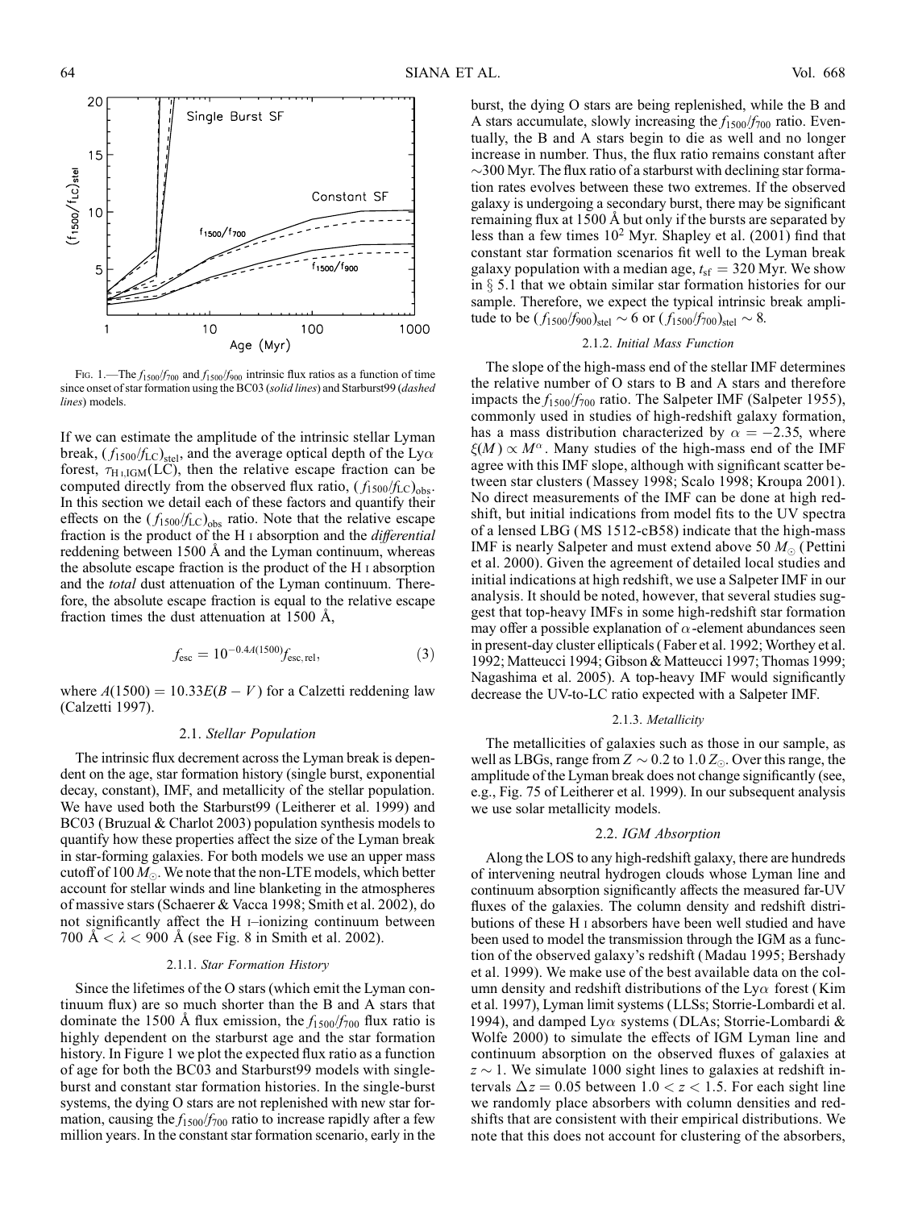Fig. 1.—The $f_{1500}/f_{700}$ and $f_{1500}/f_{900}$ intrinsic flux ratios as a function of time since onset of star formation using the BC03 (*solid lines*) and Starburst99 (*dashed lines*) models.

If we can estimate the amplitude of the intrinsic stellar Lyman break, $(f_{1500}/f_{\rm LC})_{\rm stel}$, and the average optical depth of the Ly$\alpha$ forest, $\tau_{\rm H\,I,IGM}({\rm LC})$, then the relative escape fraction can be computed directly from the observed flux ratio, $(f_{1500}/f_{\rm LC})_{\rm obs}$. In this section we detail each of these factors and quantify their effects on the $(f_{1500}/f_{\rm LC})_{\rm obs}$ ratio. Note that the relative escape fraction is the product of the H I absorption and the *differential* reddening between 1500 Å and the Lyman continuum, whereas the absolute escape fraction is the product of the H I absorption and the *total* dust attenuation of the Lyman continuum. Therefore, the absolute escape fraction is equal to the relative escape fraction times the dust attenuation at 1500 Å,

$$f_{\rm esc} = 10^{-0.4A(1500)} f_{\rm esc,\,rel}, \tag{3}$$

where $A(1500) = 10.33E(B-V)$ for a Calzetti reddening law (Calzetti 1997).

### 2.1. *Stellar Population*

The intrinsic flux decrement across the Lyman break is dependent on the age, star formation history (single burst, exponential decay, constant), IMF, and metallicity of the stellar population. We have used both the Starburst99 (Leitherer et al. 1999) and BC03 (Bruzual & Charlot 2003) population synthesis models to quantify how these properties affect the size of the Lyman break in star-forming galaxies. For both models we use an upper mass cutoff of 100 $M_\odot$. We note that the non-LTE models, which better account for stellar winds and line blanketing in the atmospheres of massive stars (Schaerer & Vacca 1998; Smith et al. 2002), do not significantly affect the H I–ionizing continuum between 700 Å $< \lambda <$ 900 Å (see Fig. 8 in Smith et al. 2002).

#### 2.1.1. *Star Formation History*

Since the lifetimes of the O stars (which emit the Lyman continuum flux) are so much shorter than the B and A stars that dominate the 1500 Å flux emission, the $f_{1500}/f_{700}$ ratio is highly dependent on the starburst age and the star formation history. In Figure 1 we plot the expected flux ratio as a function of age for both the BC03 and Starburst99 models with single-burst and constant star formation histories. In the single-burst systems, the dying O stars are not replenished with new star formation, causing the $f_{1500}/f_{700}$ ratio to increase rapidly after a few million years. In the constant star formation scenario, early in the burst, the dying O stars are being replenished, while the B and A stars accumulate, slowly increasing the $f_{1500}/f_{700}$ ratio. Eventually, the B and A stars begin to die as well and no longer increase in number. Thus, the flux ratio remains constant after $\sim$300 Myr. The flux ratio of a starburst with declining star formation rates evolves between these two extremes. If the observed galaxy is undergoing a secondary burst, there may be significant remaining flux at 1500 Å but only if the bursts are separated by less than a few times $10^2$ Myr. Shapley et al. (2001) find that constant star formation scenarios fit well to the Lyman break galaxy population with a median age, $t_{\rm sf} = 320$ Myr. We show in § 5.1 that we obtain similar star formation histories for our sample. Therefore, we expect the typical intrinsic break amplitude to be $(f_{1500}/f_{900})_{\rm stel} \sim 6$ or $(f_{1500}/f_{700})_{\rm stel} \sim 8$.

#### 2.1.2. *Initial Mass Function*

The slope of the high-mass end of the stellar IMF determines the relative number of O stars to B and A stars and therefore impacts the $f_{1500}/f_{700}$ ratio. The Salpeter IMF (Salpeter 1955), commonly used in studies of high-redshift galaxy formation, has a mass distribution characterized by $\alpha = -2.35$, where $\xi(M) \propto M^{\alpha}$. Many studies of the high-mass end of the IMF agree with this IMF slope, although with significant scatter between star clusters (Massey 1998; Scalo 1998; Kroupa 2001). No direct measurements of the IMF can be done at high redshift, but initial indications from model fits to the UV spectra of a lensed LBG (MS 1512-cB58) indicate that the high-mass IMF is nearly Salpeter and must extend above 50 $M_\odot$ (Pettini et al. 2000). Given the agreement of detailed local studies and initial indications at high redshift, we use a Salpeter IMF in our analysis. It should be noted, however, that several studies suggest that top-heavy IMFs in some high-redshift star formation may offer a possible explanation of $\alpha$-element abundances seen in present-day cluster ellipticals (Faber et al. 1992; Worthey et al. 1992; Matteucci 1994; Gibson & Matteucci 1997; Thomas 1999; Nagashima et al. 2005). A top-heavy IMF would significantly decrease the UV-to-LC ratio expected with a Salpeter IMF.

#### 2.1.3. *Metallicity*

The metallicities of galaxies such as those in our sample, as well as LBGs, range from $Z \sim 0.2$ to $1.0\ Z_\odot$. Over this range, the amplitude of the Lyman break does not change significantly (see, e.g., Fig. 75 of Leitherer et al. 1999). In our subsequent analysis we use solar metallicity models.

### 2.2. *IGM Absorption*

Along the LOS to any high-redshift galaxy, there are hundreds of intervening neutral hydrogen clouds whose Lyman line and continuum absorption significantly affects the measured far-UV fluxes of the galaxies. The column density and redshift distributions of these H I absorbers have been well studied and have been used to model the transmission through the IGM as a function of the observed galaxy's redshift (Madau 1995; Bershady et al. 1999). We make use of the best available data on the column density and redshift distributions of the Ly$\alpha$ forest (Kim et al. 1997), Lyman limit systems (LLSs; Storrie-Lombardi et al. 1994), and damped Ly$\alpha$ systems (DLAs; Storrie-Lombardi & Wolfe 2000) to simulate the effects of IGM Lyman line and continuum absorption on the observed fluxes of galaxies at $z \sim 1$. We simulate 1000 sight lines to galaxies at redshift intervals $\Delta z = 0.05$ between $1.0 < z < 1.5$. For each sight line we randomly place absorbers with column densities and redshifts that are consistent with their empirical distributions. We note that this does not account for clustering of the absorbers,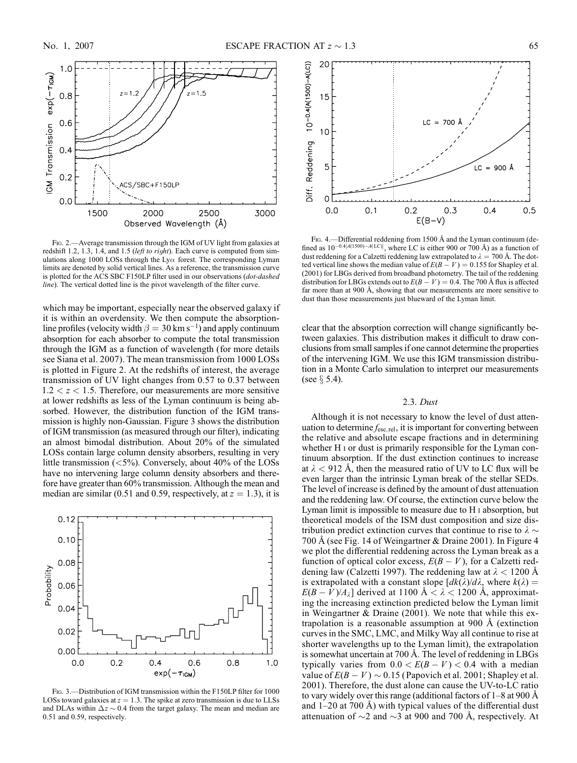Fig. 2.—Average transmission through the IGM of UV light from galaxies at redshift 1.2, 1.3, 1.4, and 1.5 (*left to right*). Each curve is computed from simulations along 1000 LOSs through the Ly$\alpha$ forest. The corresponding Lyman limits are denoted by solid vertical lines. As a reference, the transmission curve is plotted for the ACS SBC F150LP filter used in our observations (*dot-dashed line*). The vertical dotted line is the pivot wavelength of the filter curve.

which may be important, especially near the observed galaxy if it is within an overdensity. We then compute the absorption-line profiles (velocity width $\beta = 30$ km s$^{-1}$) and apply continuum absorption for each absorber to compute the total transmission through the IGM as a function of wavelength (for more details see Siana et al. 2007). The mean transmission from 1000 LOSs is plotted in Figure 2. At the redshifts of interest, the average transmission of UV light changes from 0.57 to 0.37 between $1.2 < z < 1.5$. Therefore, our measurements are more sensitive at lower redshifts as less of the Lyman continuum is being absorbed. However, the distribution function of the IGM transmission is highly non-Gaussian. Figure 3 shows the distribution of IGM transmission (as measured through our filter), indicating an almost bimodal distribution. About 20% of the simulated LOSs contain large column density absorbers, resulting in very little transmission (<5%). Conversely, about 40% of the LOSs have no intervening large column density absorbers and therefore have greater than 60% transmission. Although the mean and median are similar (0.51 and 0.59, respectively, at $z = 1.3$), it is

Fig. 3.—Distribution of IGM transmission within the F150LP filter for 1000 LOSs toward galaxies at $z = 1.3$. The spike at zero transmission is due to LLSs and DLAs within $\Delta z \sim 0.4$ from the target galaxy. The mean and median are 0.51 and 0.59, respectively.

Fig. 4.—Differential reddening from 1500 Å and the Lyman continuum (defined as $10^{-0.4[A(1500)-A(\mathrm{LC})]}$, where LC is either 900 or 700 Å) as a function of dust reddening for a Calzetti reddening law extrapolated to $\lambda = 700$ Å. The dotted vertical line shows the median value of $E(B-V) = 0.155$ for Shapley et al. (2001) for LBGs derived from broadband photometry. The tail of the reddening distribution for LBGs extends out to $E(B-V) = 0.4$. The 700 Å flux is affected far more than at 900 Å, showing that our measurements are more sensitive to dust than those measurements just blueward of the Lyman limit.

clear that the absorption correction will change significantly between galaxies. This distribution makes it difficult to draw conclusions from small samples if one cannot determine the properties of the intervening IGM. We use this IGM transmission distribution in a Monte Carlo simulation to interpret our measurements (see § 5.4).

### 2.3. *Dust*

Although it is not necessary to know the level of dust attenuation to determine $f_{\mathrm{esc,rel}}$, it is important for converting between the relative and absolute escape fractions and in determining whether H I or dust is primarily responsible for the Lyman continuum absorption. If the dust extinction continues to increase at $\lambda < 912$ Å, then the measured ratio of UV to LC flux will be even larger than the intrinsic Lyman break of the stellar SEDs. The level of increase is defined by the amount of dust attenuation and the reddening law. Of course, the extinction curve below the Lyman limit is impossible to measure due to H I absorption, but theoretical models of the ISM dust composition and size distribution predict extinction curves that continue to rise to $\lambda \sim 700$ Å (see Fig. 14 of Weingartner & Draine 2001). In Figure 4 we plot the differential reddening across the Lyman break as a function of optical color excess, $E(B-V)$, for a Calzetti reddening law (Calzetti 1997). The reddening law at $\lambda < 1200$ Å is extrapolated with a constant slope [$dk(\lambda)/d\lambda$, where $k(\lambda) = E(B-V)/A_\lambda$] derived at 1100 Å $< \lambda <$ 1200 Å, approximating the increasing extinction predicted below the Lyman limit in Weingartner & Draine (2001). We note that while this extrapolation is a reasonable assumption at 900 Å (extinction curves in the SMC, LMC, and Milky Way all continue to rise at shorter wavelengths up to the Lyman limit), the extrapolation is somewhat uncertain at 700 Å. The level of reddening in LBGs typically varies from $0.0 < E(B-V) < 0.4$ with a median value of $E(B-V) \sim 0.15$ (Papovich et al. 2001; Shapley et al. 2001). Therefore, the dust alone can cause the UV-to-LC ratio to vary widely over this range (additional factors of 1–8 at 900 Å and 1–20 at 700 Å) with typical values of the differential dust attenuation of $\sim$2 and $\sim$3 at 900 and 700 Å, respectively. At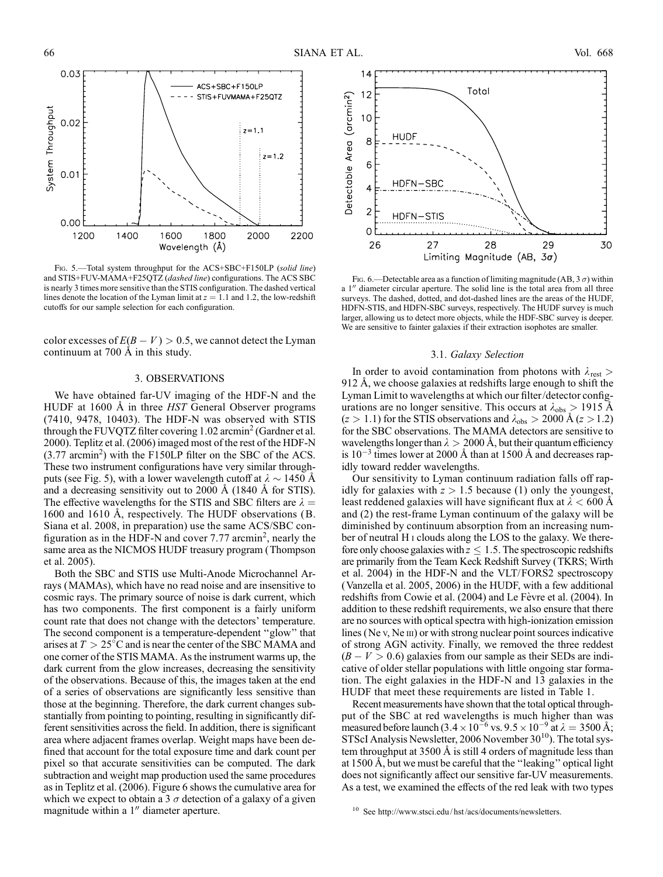Fig. 5.—Total system throughput for the ACS+SBC+F150LP (*solid line*) and STIS+FUV-MAMA+F25QTZ (*dashed line*) configurations. The ACS SBC is nearly 3 times more sensitive than the STIS configuration. The dashed vertical lines denote the location of the Lyman limit at $z = 1.1$ and 1.2, the low-redshift cutoffs for our sample selection for each configuration.

color excesses of $E(B-V) > 0.5$, we cannot detect the Lyman continuum at 700 Å in this study.

## 3. OBSERVATIONS

We have obtained far-UV imaging of the HDF-N and the HUDF at 1600 Å in three *HST* General Observer programs (7410, 9478, 10403). The HDF-N was observed with STIS through the FUVQTZ filter covering 1.02 arcmin$^2$ (Gardner et al. 2000). Teplitz et al. (2006) imaged most of the rest of the HDF-N (3.77 arcmin$^2$) with the F150LP filter on the SBC of the ACS. These two instrument configurations have very similar throughputs (see Fig. 5), with a lower wavelength cutoff at $\lambda \sim 1450$ Å and a decreasing sensitivity out to 2000 Å (1840 Å for STIS). The effective wavelengths for the STIS and SBC filters are $\lambda = 1600$ and 1610 Å, respectively. The HUDF observations (B. Siana et al. 2008, in preparation) use the same ACS/SBC configuration as in the HDF-N and cover 7.77 arcmin$^2$, nearly the same area as the NICMOS HUDF treasury program (Thompson et al. 2005).

Both the SBC and STIS use Multi-Anode Microchannel Arrays (MAMAs), which have no read noise and are insensitive to cosmic rays. The primary source of noise is dark current, which has two components. The first component is a fairly uniform count rate that does not change with the detectors' temperature. The second component is a temperature-dependent "glow" that arises at $T > 25°$C and is near the center of the SBC MAMA and one corner of the STIS MAMA. As the instrument warms up, the dark current from the glow increases, decreasing the sensitivity of the observations. Because of this, the images taken at the end of a series of observations are significantly less sensitive than those at the beginning. Therefore, the dark current changes substantially from pointing to pointing, resulting in significantly different sensitivities across the field. In addition, there is significant area where adjacent frames overlap. Weight maps have been defined that account for the total exposure time and dark count per pixel so that accurate sensitivities can be computed. The dark subtraction and weight map production used the same procedures as in Teplitz et al. (2006). Figure 6 shows the cumulative area for which we expect to obtain a 3 $\sigma$ detection of a galaxy of a given magnitude within a 1″ diameter aperture.

Fig. 6.—Detectable area as a function of limiting magnitude (AB, 3 $\sigma$) within a 1″ diameter circular aperture. The solid line is the total area from all three surveys. The dashed, dotted, and dot-dashed lines are the areas of the HUDF, HDFN-STIS, and HDFN-SBC surveys, respectively. The HUDF survey is much larger, allowing us to detect more objects, while the HDF-SBC survey is deeper. We are sensitive to fainter galaxies if their extraction isophotes are smaller.

### 3.1. *Galaxy Selection*

In order to avoid contamination from photons with $\lambda_{\rm rest} > 912$ Å, we choose galaxies at redshifts large enough to shift the Lyman Limit to wavelengths at which our filter/detector configurations are no longer sensitive. This occurs at $\lambda_{\rm obs} > 1915$ Å ($z > 1.1$) for the STIS observations and $\lambda_{\rm obs} > 2000$ Å ($z > 1.2$) for the SBC observations. The MAMA detectors are sensitive to wavelengths longer than $\lambda > 2000$ Å, but their quantum efficiency is $10^{-3}$ times lower at 2000 Å than at 1500 Å and decreases rapidly toward redder wavelengths.

Our sensitivity to Lyman continuum radiation falls off rapidly for galaxies with $z > 1.5$ because (1) only the youngest, least reddened galaxies will have significant flux at $\lambda < 600$ Å and (2) the rest-frame Lyman continuum of the galaxy will be diminished by continuum absorption from an increasing number of neutral H I clouds along the LOS to the galaxy. We therefore only choose galaxies with $z \leq 1.5$. The spectroscopic redshifts are primarily from the Team Keck Redshift Survey (TKRS; Wirth et al. 2004) in the HDF-N and the VLT/FORS2 spectroscopy (Vanzella et al. 2005, 2006) in the HUDF, with a few additional redshifts from Cowie et al. (2004) and Le Fèvre et al. (2004). In addition to these redshift requirements, we also ensure that there are no sources with optical spectra with high-ionization emission lines (Ne V, Ne III) or with strong nuclear point sources indicative of strong AGN activity. Finally, we removed the three reddest ($B-V > 0.6$) galaxies from our sample as their SEDs are indicative of older stellar populations with little ongoing star formation. The eight galaxies in the HDF-N and 13 galaxies in the HUDF that meet these requirements are listed in Table 1.

Recent measurements have shown that the total optical throughput of the SBC at red wavelengths is much higher than was measured before launch ($3.4 \times 10^{-6}$ vs. $9.5 \times 10^{-9}$ at $\lambda = 3500$ Å; STScI Analysis Newsletter, 2006 November 30[10]). The total system throughput at 3500 Å is still 4 orders of magnitude less than at 1500 Å, but we must be careful that the "leaking" optical light does not significantly affect our sensitive far-UV measurements. As a test, we examined the effects of the red leak with two types

[10] See http://www.stsci.edu/hst/acs/documents/newsletters.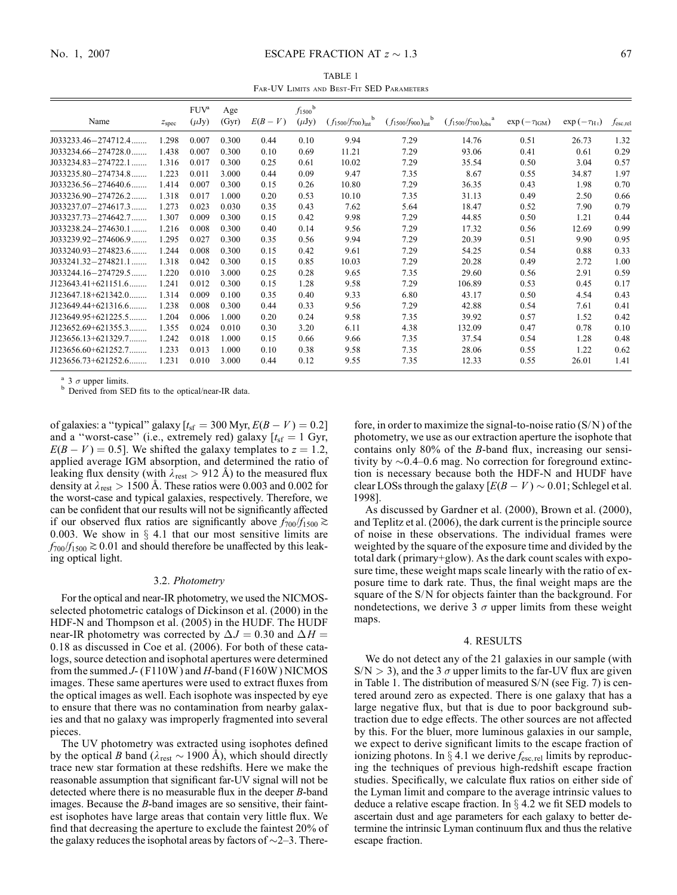TABLE 1

Far-UV Limits and Best-Fit SED Parameters

| Name | $z_{spec}$ | FUV[a] ($\mu$Jy) | Age (Gyr) | $E(B-V)$ | $f_{1500}$[b] ($\mu$Jy) | $(f_{1500}/f_{700})_{int}$[b] | $(f_{1500}/f_{900})_{int}$[b] | $(f_{1500}/f_{700})_{obs}$[a] | $\exp(-\tau_{IGM})$ | $\exp(-\tau_{H\,I})$ | $f_{esc,rel}$ |
|---|---|---|---|---|---|---|---|---|---|---|---|
| J033233.46−274712.4 | 1.298 | 0.007 | 0.300 | 0.44 | 0.10 | 9.94 | 7.29 | 14.76 | 0.51 | 26.73 | 1.32 |
| J033234.66−274728.0 | 1.438 | 0.007 | 0.300 | 0.10 | 0.69 | 11.21 | 7.29 | 93.06 | 0.41 | 0.61 | 0.29 |
| J033234.83−274722.1 | 1.316 | 0.017 | 0.300 | 0.25 | 0.61 | 10.02 | 7.29 | 35.54 | 0.50 | 3.04 | 0.57 |
| J033235.80−274734.8 | 1.223 | 0.011 | 3.000 | 0.44 | 0.09 | 9.47 | 7.35 | 8.67 | 0.55 | 34.87 | 1.97 |
| J033236.56−274640.6 | 1.414 | 0.007 | 0.300 | 0.15 | 0.26 | 10.80 | 7.29 | 36.35 | 0.43 | 1.98 | 0.70 |
| J033236.90−274726.2 | 1.318 | 0.017 | 1.000 | 0.20 | 0.53 | 10.10 | 7.35 | 31.13 | 0.49 | 2.50 | 0.66 |
| J033237.07−274617.3 | 1.273 | 0.023 | 0.030 | 0.35 | 0.43 | 7.62 | 5.64 | 18.47 | 0.52 | 7.90 | 0.79 |
| J033237.73−274642.7 | 1.307 | 0.009 | 0.300 | 0.15 | 0.42 | 9.98 | 7.29 | 44.85 | 0.50 | 1.21 | 0.44 |
| J033238.24−274630.1 | 1.216 | 0.008 | 0.300 | 0.40 | 0.14 | 9.56 | 7.29 | 17.32 | 0.56 | 12.69 | 0.99 |
| J033239.92−274606.9 | 1.295 | 0.027 | 0.300 | 0.35 | 0.56 | 9.94 | 7.29 | 20.39 | 0.51 | 9.90 | 0.95 |
| J033240.93−274823.6 | 1.244 | 0.008 | 0.300 | 0.15 | 0.42 | 9.61 | 7.29 | 54.25 | 0.54 | 0.88 | 0.33 |
| J033241.32−274821.1 | 1.318 | 0.042 | 0.300 | 0.15 | 0.85 | 10.03 | 7.29 | 20.28 | 0.49 | 2.72 | 1.00 |
| J033244.16−274729.5 | 1.220 | 0.010 | 3.000 | 0.25 | 0.28 | 9.65 | 7.35 | 29.60 | 0.56 | 2.91 | 0.59 |
| J123643.41+621151.6 | 1.241 | 0.012 | 0.300 | 0.15 | 1.28 | 9.58 | 7.29 | 106.89 | 0.53 | 0.45 | 0.17 |
| J123647.18+621342.0 | 1.314 | 0.009 | 0.100 | 0.35 | 0.40 | 9.33 | 6.80 | 43.17 | 0.50 | 4.54 | 0.43 |
| J123649.44+621316.6 | 1.238 | 0.008 | 0.300 | 0.44 | 0.33 | 9.56 | 7.29 | 42.88 | 0.54 | 7.61 | 0.41 |
| J123649.95+621225.5 | 1.204 | 0.006 | 1.000 | 0.20 | 0.24 | 9.58 | 7.35 | 39.92 | 0.57 | 1.52 | 0.42 |
| J123652.69+621355.3 | 1.355 | 0.024 | 0.010 | 0.30 | 3.20 | 6.11 | 4.38 | 132.09 | 0.47 | 0.78 | 0.10 |
| J123656.13+621329.7 | 1.242 | 0.018 | 1.000 | 0.15 | 0.66 | 9.66 | 7.35 | 37.54 | 0.54 | 1.28 | 0.48 |
| J123656.60+621252.7 | 1.233 | 0.013 | 1.000 | 0.10 | 0.38 | 9.58 | 7.35 | 28.06 | 0.55 | 1.22 | 0.62 |
| J123656.73+621252.6 | 1.231 | 0.010 | 3.000 | 0.44 | 0.12 | 9.55 | 7.35 | 12.33 | 0.55 | 26.01 | 1.41 |

[a] 3 $\sigma$ upper limits.
[b] Derived from SED fits to the optical/near-IR data.

of galaxies: a "typical" galaxy [$t_{sf} = 300$ Myr, $E(B-V) = 0.2$] and a "worst-case" (i.e., extremely red) galaxy [$t_{sf} = 1$ Gyr, $E(B-V) = 0.5$]. We shifted the galaxy templates to $z = 1.2$, applied average IGM absorption, and determined the ratio of leaking flux density (with $\lambda_{rest} > 912$ Å) to the measured flux density at $\lambda_{rest} > 1500$ Å. These ratios were 0.003 and 0.002 for the worst-case and typical galaxies, respectively. Therefore, we can be confident that our results will not be significantly affected if our observed flux ratios are significantly above $f_{700}/f_{1500} \gtrsim 0.003$. We show in § 4.1 that our most sensitive limits are $f_{700}/f_{1500} \gtrsim 0.01$ and should therefore be unaffected by this leaking optical light.

### 3.2. Photometry

For the optical and near-IR photometry, we used the NICMOS-selected photometric catalogs of Dickinson et al. (2000) in the HDF-N and Thompson et al. (2005) in the HUDF. The HUDF near-IR photometry was corrected by $\Delta J = 0.30$ and $\Delta H = 0.18$ as discussed in Coe et al. (2006). For both of these catalogs, source detection and isophotal apertures were determined from the summed $J$- (F110W) and $H$-band (F160W) NICMOS images. These same apertures were used to extract fluxes from the optical images as well. Each isophote was inspected by eye to ensure that there was no contamination from nearby galaxies and that no galaxy was improperly fragmented into several pieces.

The UV photometry was extracted using isophotes defined by the optical $B$ band ($\lambda_{rest} \sim 1900$ Å), which should directly trace new star formation at these redshifts. Here we make the reasonable assumption that significant far-UV signal will not be detected where there is no measurable flux in the deeper $B$-band images. Because the $B$-band images are so sensitive, their faintest isophotes have large areas that contain very little flux. We find that decreasing the aperture to exclude the faintest 20% of the galaxy reduces the isophotal areas by factors of $\sim$2–3. Therefore, in order to maximize the signal-to-noise ratio (S/N) of the photometry, we use as our extraction aperture the isophote that contains only 80% of the $B$-band flux, increasing our sensitivity by $\sim$0.4–0.6 mag. No correction for foreground extinction is necessary because both the HDF-N and HUDF have clear LOSs through the galaxy [$E(B-V) \sim 0.01$; Schlegel et al. 1998].

As discussed by Gardner et al. (2000), Brown et al. (2000), and Teplitz et al. (2006), the dark current is the principle source of noise in these observations. The individual frames were weighted by the square of the exposure time and divided by the total dark (primary+glow). As the dark count scales with exposure time, these weight maps scale linearly with the ratio of exposure time to dark rate. Thus, the final weight maps are the square of the S/N for objects fainter than the background. For nondetections, we derive 3 $\sigma$ upper limits from these weight maps.

## 4. RESULTS

We do not detect any of the 21 galaxies in our sample (with S/N > 3), and the 3 $\sigma$ upper limits to the far-UV flux are given in Table 1. The distribution of measured S/N (see Fig. 7) is centered around zero as expected. There is one galaxy that has a large negative flux, but that is due to poor background subtraction due to edge effects. The other sources are not affected by this. For the bluer, more luminous galaxies in our sample, we expect to derive significant limits to the escape fraction of ionizing photons. In § 4.1 we derive $f_{esc,rel}$ limits by reproducing the techniques of previous high-redshift escape fraction studies. Specifically, we calculate flux ratios on either side of the Lyman limit and compare to the average intrinsic values to deduce a relative escape fraction. In § 4.2 we fit SED models to ascertain dust and age parameters for each galaxy to better determine the intrinsic Lyman continuum flux and thus the relative escape fraction.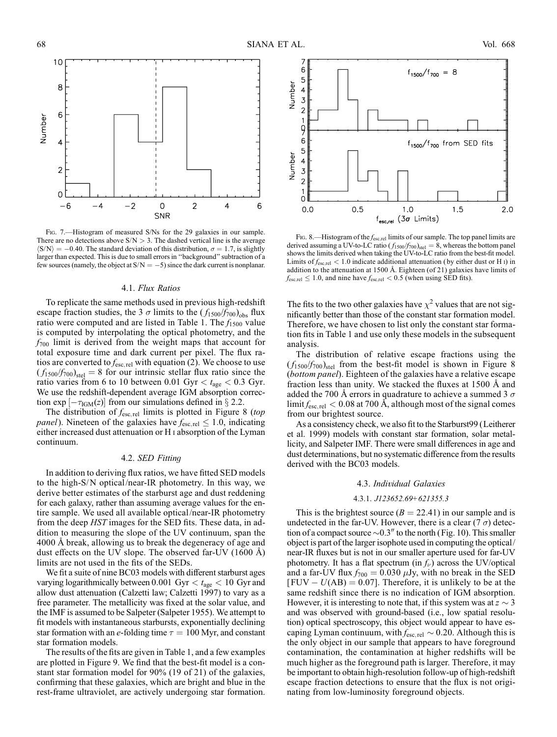Fig. 7.—Histogram of measured S/Ns for the 29 galaxies in our sample. There are no detections above S/N > 3. The dashed vertical line is the average $\langle S/N \rangle = -0.40$. The standard deviation of this distribution, $\sigma = 1.7$, is slightly larger than expected. This is due to small errors in "background" subtraction of a few sources (namely, the object at S/N = −5) since the dark current is nonplanar.

Fig. 8.—Histogram of the $f_{\rm esc,rel}$ limits of our sample. The top panel limits are derived assuming a UV-to-LC ratio $(f_{1500}/f_{700})_{\rm stel} = 8$, whereas the bottom panel shows the limits derived when taking the UV-to-LC ratio from the best-fit model. Limits of $f_{\rm esc,rel} < 1.0$ indicate additional attenuation (by either dust or H I) in addition to the attenuation at 1500 Å. Eighteen (of 21) galaxies have limits of $f_{\rm esc,rel} \leq 1.0$, and nine have $f_{\rm esc,rel} < 0.5$ (when using SED fits).

### 4.1. *Flux Ratios*

To replicate the same methods used in previous high-redshift escape fraction studies, the 3 $\sigma$ limits to the $(f_{1500}/f_{700})_{\rm obs}$ flux ratio were computed and are listed in Table 1. The $f_{1500}$ value is computed by interpolating the optical photometry, and the $f_{700}$ limit is derived from the weight maps that account for total exposure time and dark current per pixel. The flux ratios are converted to $f_{\rm esc,rel}$ with equation (2). We choose to use $(f_{1500}/f_{700})_{\rm stel} = 8$ for our intrinsic stellar flux ratio since the ratio varies from 6 to 10 between 0.01 Gyr $< t_{\rm age} <$ 0.3 Gyr. We use the redshift-dependent average IGM absorption correction $\exp[-\tau_{\rm IGM}(z)]$ from our simulations defined in § 2.2.

The distribution of $f_{\rm esc,rel}$ limits is plotted in Figure 8 (*top panel*). Nineteen of the galaxies have $f_{\rm esc,rel} \leq 1.0$, indicating either increased dust attenuation or H I absorption of the Lyman continuum.

### 4.2. *SED Fitting*

In addition to deriving flux ratios, we have fitted SED models to the high-S/N optical/near-IR photometry. In this way, we derive better estimates of the starburst age and dust reddening for each galaxy, rather than assuming average values for the entire sample. We used all available optical/near-IR photometry from the deep *HST* images for the SED fits. These data, in addition to measuring the slope of the UV continuum, span the 4000 Å break, allowing us to break the degeneracy of age and dust effects on the UV slope. The observed far-UV (1600 Å) limits are not used in the fits of the SEDs.

We fit a suite of nine BC03 models with different starburst ages varying logarithmically between 0.001 Gyr $< t_{\rm age} <$ 10 Gyr and allow dust attenuation (Calzetti law; Calzetti 1997) to vary as a free parameter. The metallicity was fixed at the solar value, and the IMF is assumed to be Salpeter (Salpeter 1955). We attempt to fit models with instantaneous starbursts, exponentially declining star formation with an *e*-folding time $\tau = 100$ Myr, and constant star formation models.

The results of the fits are given in Table 1, and a few examples are plotted in Figure 9. We find that the best-fit model is a constant star formation model for 90% (19 of 21) of the galaxies, confirming that these galaxies, which are bright and blue in the rest-frame ultraviolet, are actively undergoing star formation. The fits to the two other galaxies have $\chi^2$ values that are not significantly better than those of the constant star formation model. Therefore, we have chosen to list only the constant star formation fits in Table 1 and use only these models in the subsequent analysis.

The distribution of relative escape fractions using the $(f_{1500}/f_{700})_{\rm stel}$ from the best-fit model is shown in Figure 8 (*bottom panel*). Eighteen of the galaxies have a relative escape fraction less than unity. We stacked the fluxes at 1500 Å and added the 700 Å errors in quadrature to achieve a summed 3 $\sigma$ limit $f_{\rm esc,rel} < 0.08$ at 700 Å, although most of the signal comes from our brightest source.

As a consistency check, we also fit to the Starburst99 (Leitherer et al. 1999) models with constant star formation, solar metallicity, and Salpeter IMF. There were small differences in age and dust determinations, but no systematic difference from the results derived with the BC03 models.

### 4.3. *Individual Galaxies*

#### 4.3.1. *J123652.69+621355.3*

This is the brightest source ($B = 22.41$) in our sample and is undetected in the far-UV. However, there is a clear (7 $\sigma$) detection of a compact source ∼0.3″ to the north (Fig. 10). This smaller object is part of the larger isophote used in computing the optical/near-IR fluxes but is not in our smaller aperture used for far-UV photometry. It has a flat spectrum (in $f_\nu$) across the UV/optical and a far-UV flux $f_{700} = 0.030$ μJy, with no break in the SED [FUV − U(AB) = 0.07]. Therefore, it is unlikely to be at the same redshift since there is no indication of IGM absorption. However, it is interesting to note that, if this system was at $z \sim 3$ and was observed with ground-based (i.e., low spatial resolution) optical spectroscopy, this object would appear to have escaping Lyman continuum, with $f_{\rm esc,rel} \sim 0.20$. Although this is the only object in our sample that appears to have foreground contamination, the contamination at higher redshifts will be much higher as the foreground path is larger. Therefore, it may be important to obtain high-resolution follow-up of high-redshift escape fraction detections to ensure that the flux is not originating from low-luminosity foreground objects.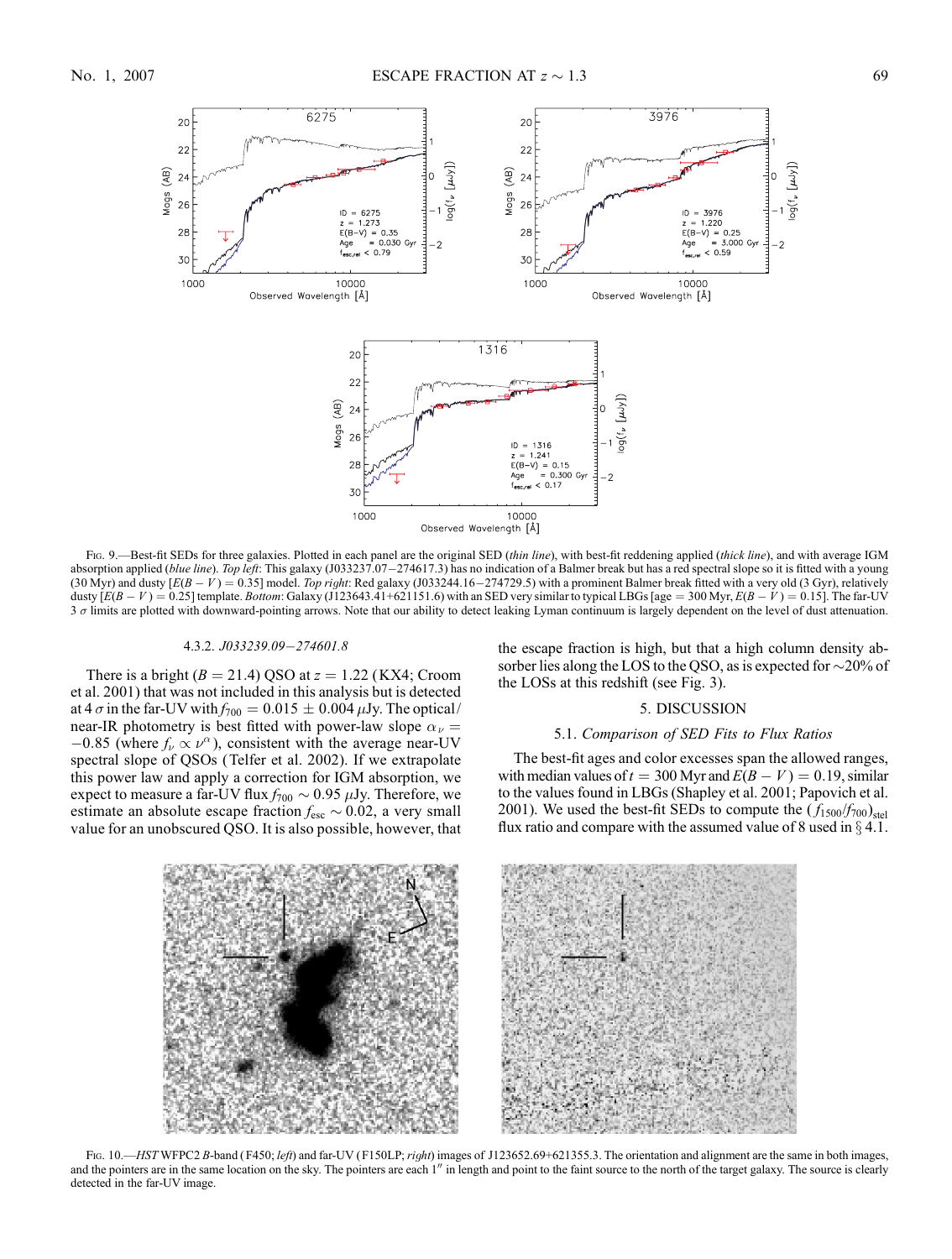Fig. 9.—Best-fit SEDs for three galaxies. Plotted in each panel are the original SED (*thin line*), with best-fit reddening applied (*thick line*), and with average IGM absorption applied (*blue line*). *Top left*: This galaxy (J033237.07−274617.3) has no indication of a Balmer break but has a red spectral slope so it is fitted with a young (30 Myr) and dusty [$E(B-V) = 0.35$] model. *Top right*: Red galaxy (J033244.16−274729.5) with a prominent Balmer break fitted with a very old (3 Gyr), relatively dusty [$E(B-V) = 0.25$] template. *Bottom*: Galaxy (J123643.41+621151.6) with an SED very similar to typical LBGs [age = 300 Myr, $E(B-V) = 0.15$]. The far-UV 3 $\sigma$ limits are plotted with downward-pointing arrows. Note that our ability to detect leaking Lyman continuum is largely dependent on the level of dust attenuation.

#### 4.3.2. *J033239.09−274601.8*

There is a bright ($B = 21.4$) QSO at $z = 1.22$ (KX4; Croom et al. 2001) that was not included in this analysis but is detected at 4 $\sigma$ in the far-UV with $f_{700} = 0.015 \pm 0.004$ $\mu$Jy. The optical/near-IR photometry is best fitted with power-law slope $\alpha_\nu = -0.85$ (where $f_\nu \propto \nu^\alpha$), consistent with the average near-UV spectral slope of QSOs (Telfer et al. 2002). If we extrapolate this power law and apply a correction for IGM absorption, we expect to measure a far-UV flux $f_{700} \sim 0.95$ $\mu$Jy. Therefore, we estimate an absolute escape fraction $f_{\rm esc} \sim 0.02$, a very small value for an unobscured QSO. It is also possible, however, that the escape fraction is high, but that a high column density absorber lies along the LOS to the QSO, as is expected for ~20% of the LOSs at this redshift (see Fig. 3).

## 5. DISCUSSION

### 5.1. *Comparison of SED Fits to Flux Ratios*

The best-fit ages and color excesses span the allowed ranges, with median values of $t = 300$ Myr and $E(B-V) = 0.19$, similar to the values found in LBGs (Shapley et al. 2001; Papovich et al. 2001). We used the best-fit SEDs to compute the $(f_{1500}/f_{700})_{\rm stel}$ flux ratio and compare with the assumed value of 8 used in § 4.1.

Fig. 10.—*HST* WFPC2 *B*-band (F450; *left*) and far-UV (F150LP; *right*) images of J123652.69+621355.3. The orientation and alignment are the same in both images, and the pointers are in the same location on the sky. The pointers are each 1″ in length and point to the faint source to the north of the target galaxy. The source is clearly detected in the far-UV image.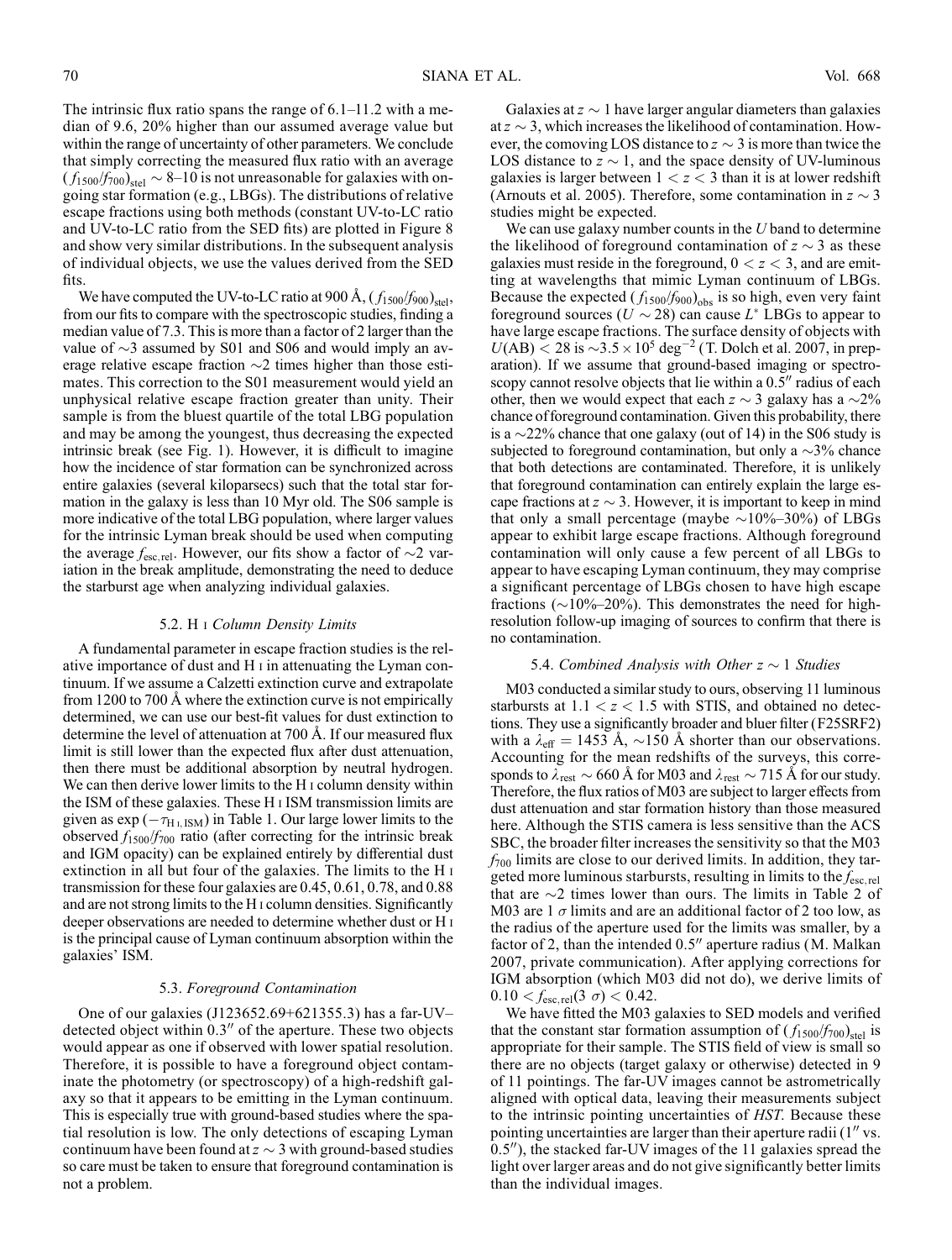The intrinsic flux ratio spans the range of 6.1–11.2 with a median of 9.6, 20% higher than our assumed average value but within the range of uncertainty of other parameters. We conclude that simply correcting the measured flux ratio with an average $(f_{1500}/f_{700})_{\rm stel} \sim 8$–10 is not unreasonable for galaxies with ongoing star formation (e.g., LBGs). The distributions of relative escape fractions using both methods (constant UV-to-LC ratio and UV-to-LC ratio from the SED fits) are plotted in Figure 8 and show very similar distributions. In the subsequent analysis of individual objects, we use the values derived from the SED fits.

We have computed the UV-to-LC ratio at 900 Å, $(f_{1500}/f_{900})_{\rm stel}$, from our fits to compare with the spectroscopic studies, finding a median value of 7.3. This is more than a factor of 2 larger than the value of $\sim$3 assumed by S01 and S06 and would imply an average relative escape fraction $\sim$2 times higher than those estimates. This correction to the S01 measurement would yield an unphysical relative escape fraction greater than unity. Their sample is from the bluest quartile of the total LBG population and may be among the youngest, thus decreasing the expected intrinsic break (see Fig. 1). However, it is difficult to imagine how the incidence of star formation can be synchronized across entire galaxies (several kiloparsecs) such that the total star formation in the galaxy is less than 10 Myr old. The S06 sample is more indicative of the total LBG population, where larger values for the intrinsic Lyman break should be used when computing the average $f_{\rm esc,rel}$. However, our fits show a factor of $\sim$2 variation in the break amplitude, demonstrating the need to deduce the starburst age when analyzing individual galaxies.

### 5.2. H I *Column Density Limits*

A fundamental parameter in escape fraction studies is the relative importance of dust and H I in attenuating the Lyman continuum. If we assume a Calzetti extinction curve and extrapolate from 1200 to 700 Å where the extinction curve is not empirically determined, we can use our best-fit values for dust extinction to determine the level of attenuation at 700 Å. If our measured flux limit is still lower than the expected flux after dust attenuation, then there must be additional absorption by neutral hydrogen. We can then derive lower limits to the H I column density within the ISM of these galaxies. These H I ISM transmission limits are given as $\exp(-\tau_{\rm H\,I,ISM})$ in Table 1. Our large lower limits to the observed $f_{1500}/f_{700}$ ratio (after correcting for the intrinsic break and IGM opacity) can be explained entirely by differential dust extinction in all but four of the galaxies. The limits to the H I transmission for these four galaxies are 0.45, 0.61, 0.78, and 0.88 and are not strong limits to the H I column densities. Significantly deeper observations are needed to determine whether dust or H I is the principal cause of Lyman continuum absorption within the galaxies' ISM.

### 5.3. *Foreground Contamination*

One of our galaxies (J123652.69+621355.3) has a far-UV–detected object within 0.3″ of the aperture. These two objects would appear as one if observed with lower spatial resolution. Therefore, it is possible to have a foreground object contaminate the photometry (or spectroscopy) of a high-redshift galaxy so that it appears to be emitting in the Lyman continuum. This is especially true with ground-based studies where the spatial resolution is low. The only detections of escaping Lyman continuum have been found at $z \sim 3$ with ground-based studies so care must be taken to ensure that foreground contamination is not a problem.

Galaxies at $z \sim 1$ have larger angular diameters than galaxies at $z \sim 3$, which increases the likelihood of contamination. However, the comoving LOS distance to $z \sim 3$ is more than twice the LOS distance to $z \sim 1$, and the space density of UV-luminous galaxies is larger between $1 < z < 3$ than it is at lower redshift (Arnouts et al. 2005). Therefore, some contamination in $z \sim 3$ studies might be expected.

We can use galaxy number counts in the $U$ band to determine the likelihood of foreground contamination of $z \sim 3$ as these galaxies must reside in the foreground, $0 < z < 3$, and are emitting at wavelengths that mimic Lyman continuum of LBGs. Because the expected $(f_{1500}/f_{900})_{\rm obs}$ is so high, even very faint foreground sources ($U \sim 28$) can cause $L^*$ LBGs to appear to have large escape fractions. The surface density of objects with $U({\rm AB}) < 28$ is $\sim 3.5 \times 10^5$ deg$^{-2}$ (T. Dolch et al. 2007, in preparation). If we assume that ground-based imaging or spectroscopy cannot resolve objects that lie within a 0.5″ radius of each other, then we would expect that each $z \sim 3$ galaxy has a $\sim$2% chance of foreground contamination. Given this probability, there is a $\sim$22% chance that one galaxy (out of 14) in the S06 study is subjected to foreground contamination, but only a $\sim$3% chance that both detections are contaminated. Therefore, it is unlikely that foreground contamination can entirely explain the large escape fractions at $z \sim 3$. However, it is important to keep in mind that only a small percentage (maybe $\sim$10%–30%) of LBGs appear to exhibit large escape fractions. Although foreground contamination will only cause a few percent of all LBGs to appear to have escaping Lyman continuum, they may comprise a significant percentage of LBGs chosen to have high escape fractions ($\sim$10%–20%). This demonstrates the need for high-resolution follow-up imaging of sources to confirm that there is no contamination.

### 5.4. *Combined Analysis with Other* $z \sim 1$ *Studies*

M03 conducted a similar study to ours, observing 11 luminous starbursts at $1.1 < z < 1.5$ with STIS, and obtained no detections. They use a significantly broader and bluer filter (F25SRF2) with a $\lambda_{\rm eff} = 1453$ Å, $\sim$150 Å shorter than our observations. Accounting for the mean redshifts of the surveys, this corresponds to $\lambda_{\rm rest} \sim 660$ Å for M03 and $\lambda_{\rm rest} \sim 715$ Å for our study. Therefore, the flux ratios of M03 are subject to larger effects from dust attenuation and star formation history than those measured here. Although the STIS camera is less sensitive than the ACS SBC, the broader filter increases the sensitivity so that the M03 $f_{700}$ limits are close to our derived limits. In addition, they targeted more luminous starbursts, resulting in limits to the $f_{\rm esc,rel}$ that are $\sim$2 times lower than ours. The limits in Table 2 of M03 are 1 $\sigma$ limits and are an additional factor of 2 too low, as the radius of the aperture used for the limits was smaller, by a factor of 2, than the intended 0.5″ aperture radius (M. Malkan 2007, private communication). After applying corrections for IGM absorption (which M03 did not do), we derive limits of $0.10 < f_{\rm esc,rel}(3\ \sigma) < 0.42$.

We have fitted the M03 galaxies to SED models and verified that the constant star formation assumption of $(f_{1500}/f_{700})_{\rm stel}$ is appropriate for their sample. The STIS field of view is small so there are no objects (target galaxy or otherwise) detected in 9 of 11 pointings. The far-UV images cannot be astrometrically aligned with optical data, leaving their measurements subject to the intrinsic pointing uncertainties of *HST*. Because these pointing uncertainties are larger than their aperture radii (1″ vs. 0.5″), the stacked far-UV images of the 11 galaxies spread the light over larger areas and do not give significantly better limits than the individual images.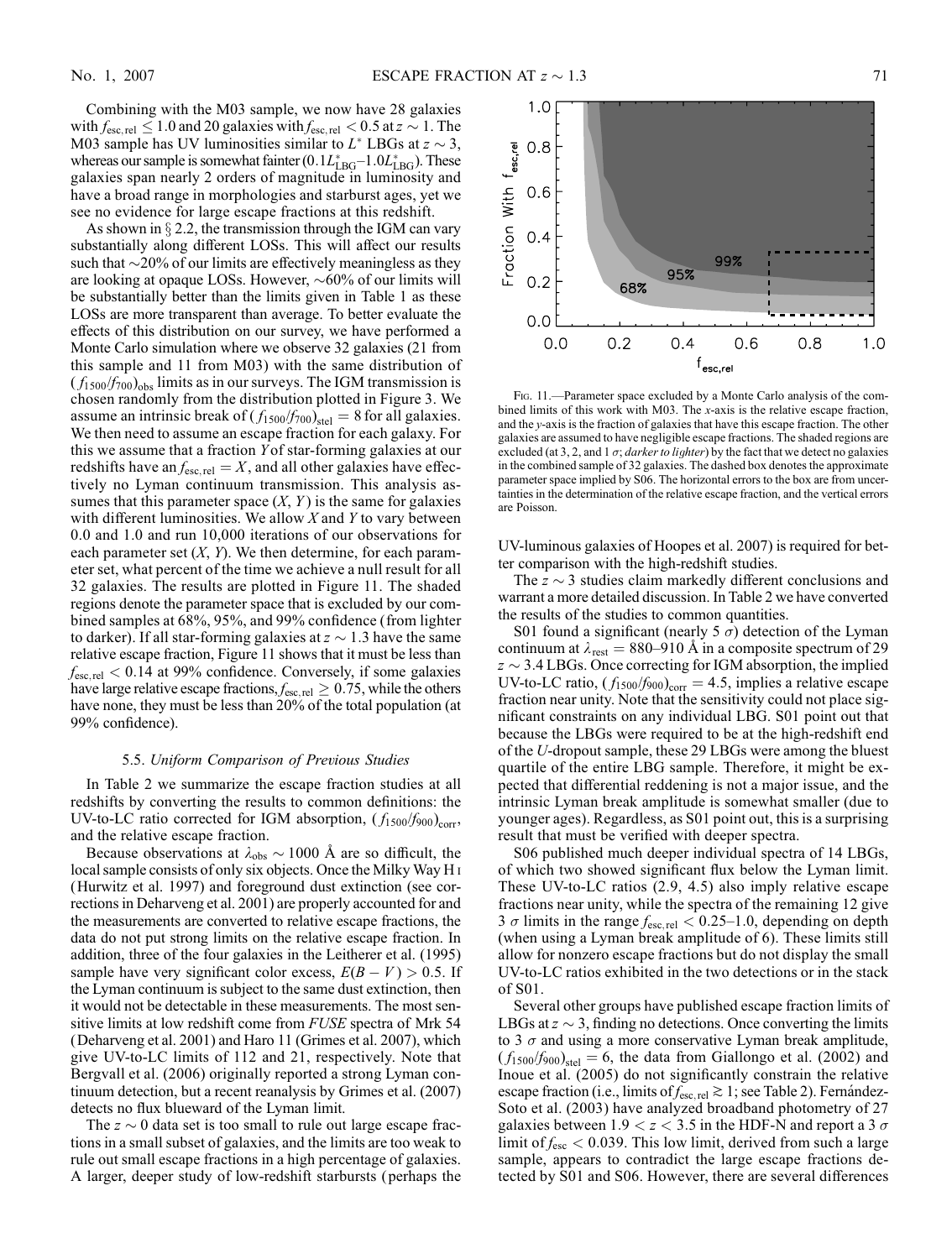Combining with the M03 sample, we now have 28 galaxies with $f_{\rm esc,rel} \le 1.0$ and 20 galaxies with $f_{\rm esc,rel} < 0.5$ at $z \sim 1$. The M03 sample has UV luminosities similar to $L^*$ LBGs at $z \sim 3$, whereas our sample is somewhat fainter ($0.1L^*_{\rm LBG}$–$1.0L^*_{\rm LBG}$). These galaxies span nearly 2 orders of magnitude in luminosity and have a broad range in morphologies and starburst ages, yet we see no evidence for large escape fractions at this redshift.

As shown in § 2.2, the transmission through the IGM can vary substantially along different LOSs. This will affect our results such that ~20% of our limits are effectively meaningless as they are looking at opaque LOSs. However, ~60% of our limits will be substantially better than the limits given in Table 1 as these LOSs are more transparent than average. To better evaluate the effects of this distribution on our survey, we have performed a Monte Carlo simulation where we observe 32 galaxies (21 from this sample and 11 from M03) with the same distribution of $(f_{1500}/f_{700})_{\rm obs}$ limits as in our surveys. The IGM transmission is chosen randomly from the distribution plotted in Figure 3. We assume an intrinsic break of $(f_{1500}/f_{700})_{\rm stel} = 8$ for all galaxies. We then need to assume an escape fraction for each galaxy. For this we assume that a fraction $Y$ of star-forming galaxies at our redshifts have an $f_{\rm esc,rel} = X$, and all other galaxies have effectively no Lyman continuum transmission. This analysis assumes that this parameter space ($X$, $Y$) is the same for galaxies with different luminosities. We allow $X$ and $Y$ to vary between 0.0 and 1.0 and run 10,000 iterations of our observations for each parameter set ($X$, $Y$). We then determine, for each parameter set, what percent of the time we achieve a null result for all 32 galaxies. The results are plotted in Figure 11. The shaded regions denote the parameter space that is excluded by our combined samples at 68%, 95%, and 99% confidence (from lighter to darker). If all star-forming galaxies at $z \sim 1.3$ have the same relative escape fraction, Figure 11 shows that it must be less than $f_{\rm esc,rel} < 0.14$ at 99% confidence. Conversely, if some galaxies have large relative escape fractions, $f_{\rm esc,rel} \ge 0.75$, while the others have none, they must be less than 20% of the total population (at 99% confidence).

Fig. 11.—Parameter space excluded by a Monte Carlo analysis of the combined limits of this work with M03. The *x*-axis is the relative escape fraction, and the *y*-axis is the fraction of galaxies that have this escape fraction. The other galaxies are assumed to have negligible escape fractions. The shaded regions are excluded (at 3, 2, and 1 $\sigma$; *darker to lighter*) by the fact that we detect no galaxies in the combined sample of 32 galaxies. The dashed box denotes the approximate parameter space implied by S06. The horizontal errors to the box are from uncertainties in the determination of the relative escape fraction, and the vertical errors are Poisson.

### 5.5. *Uniform Comparison of Previous Studies*

In Table 2 we summarize the escape fraction studies at all redshifts by converting the results to common definitions: the UV-to-LC ratio corrected for IGM absorption, $(f_{1500}/f_{900})_{\rm corr}$, and the relative escape fraction.

Because observations at $\lambda_{\rm obs} \sim 1000$ Å are so difficult, the local sample consists of only six objects. Once the Milky Way H I (Hurwitz et al. 1997) and foreground dust extinction (see corrections in Deharveng et al. 2001) are properly accounted for and the measurements are converted to relative escape fractions, the data do not put strong limits on the relative escape fraction. In addition, three of the four galaxies in the Leitherer et al. (1995) sample have very significant color excess, $E(B-V) > 0.5$. If the Lyman continuum is subject to the same dust extinction, then it would not be detectable in these measurements. The most sensitive limits at low redshift come from *FUSE* spectra of Mrk 54 (Deharveng et al. 2001) and Haro 11 (Grimes et al. 2007), which give UV-to-LC limits of 112 and 21, respectively. Note that Bergvall et al. (2006) originally reported a strong Lyman continuum detection, but a recent reanalysis by Grimes et al. (2007) detects no flux blueward of the Lyman limit.

The $z \sim 0$ data set is too small to rule out large escape fractions in a small subset of galaxies, and the limits are too weak to rule out small escape fractions in a high percentage of galaxies. A larger, deeper study of low-redshift starbursts (perhaps the UV-luminous galaxies of Hoopes et al. 2007) is required for better comparison with the high-redshift studies.

The $z \sim 3$ studies claim markedly different conclusions and warrant a more detailed discussion. In Table 2 we have converted the results of the studies to common quantities.

S01 found a significant (nearly 5 $\sigma$) detection of the Lyman continuum at $\lambda_{\rm rest} = 880$–$910$ Å in a composite spectrum of 29 $z \sim 3.4$ LBGs. Once correcting for IGM absorption, the implied UV-to-LC ratio, $(f_{1500}/f_{900})_{\rm corr} = 4.5$, implies a relative escape fraction near unity. Note that the sensitivity could not place significant constraints on any individual LBG. S01 point out that because the LBGs were required to be at the high-redshift end of the *U*-dropout sample, these 29 LBGs were among the bluest quartile of the entire LBG sample. Therefore, it might be expected that differential reddening is not a major issue, and the intrinsic Lyman break amplitude is somewhat smaller (due to younger ages). Regardless, as S01 point out, this is a surprising result that must be verified with deeper spectra.

S06 published much deeper individual spectra of 14 LBGs, of which two showed significant flux below the Lyman limit. These UV-to-LC ratios (2.9, 4.5) also imply relative escape fractions near unity, while the spectra of the remaining 12 give 3 $\sigma$ limits in the range $f_{\rm esc,rel} < 0.25$–$1.0$, depending on depth (when using a Lyman break amplitude of 6). These limits still allow for nonzero escape fractions but do not display the small UV-to-LC ratios exhibited in the two detections or in the stack of S01.

Several other groups have published escape fraction limits of LBGs at $z \sim 3$, finding no detections. Once converting the limits to 3 $\sigma$ and using a more conservative Lyman break amplitude, $(f_{1500}/f_{900})_{\rm stel} = 6$, the data from Giallongo et al. (2002) and Inoue et al. (2005) do not significantly constrain the relative escape fraction (i.e., limits of $f_{\rm esc,rel} \gtrsim 1$; see Table 2). Fernández-Soto et al. (2003) have analyzed broadband photometry of 27 galaxies between $1.9 < z < 3.5$ in the HDF-N and report a 3 $\sigma$ limit of $f_{\rm esc} < 0.039$. This low limit, derived from such a large sample, appears to contradict the large escape fractions detected by S01 and S06. However, there are several differences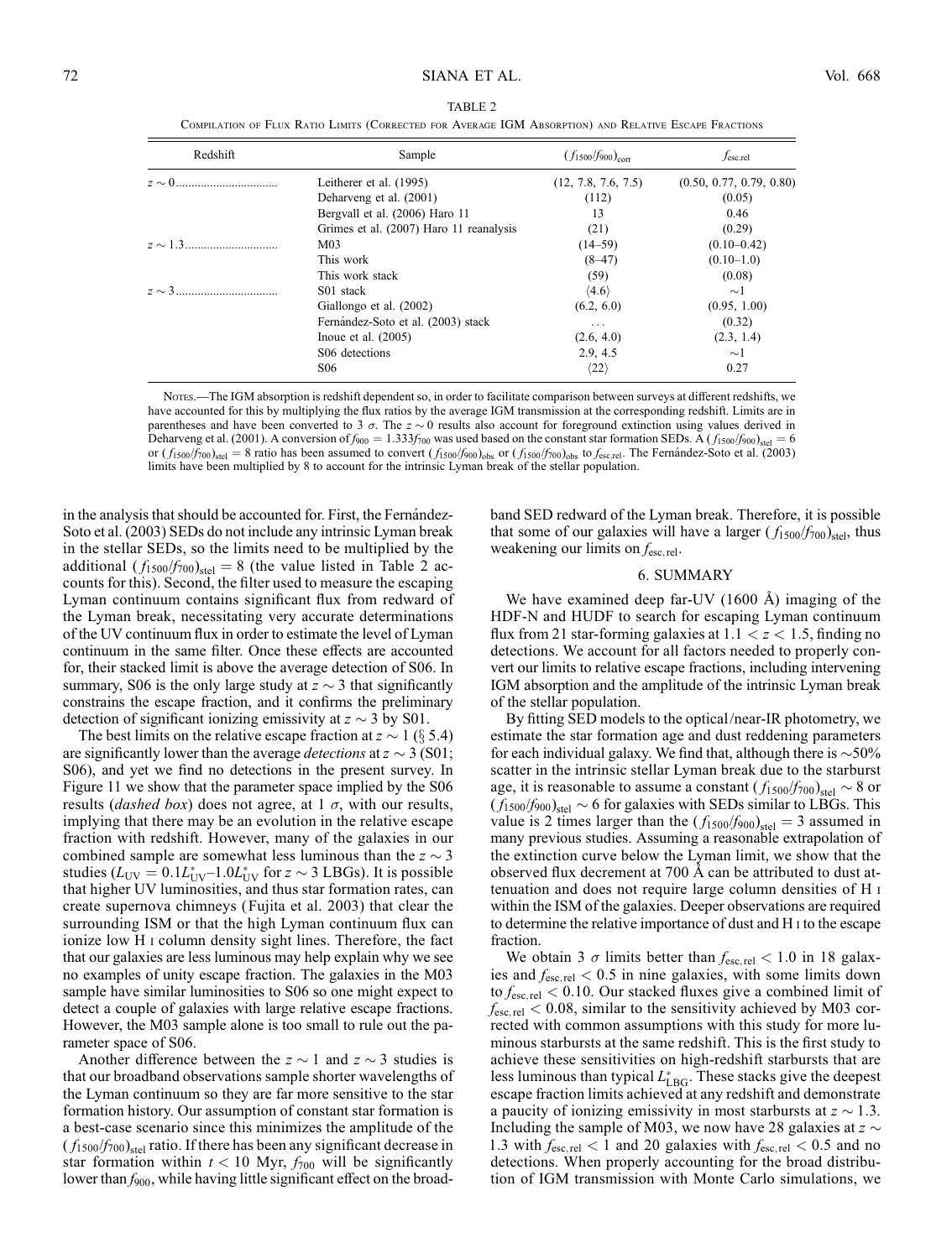TABLE 2

Compilation of Flux Ratio Limits (Corrected for Average IGM Absorption) and Relative Escape Fractions

| Redshift | Sample | $(f_{1500}/f_{900})_{\rm corr}$ | $f_{\rm esc,rel}$ |
|---|---|---|---|
| $z \sim 0$ | Leitherer et al. (1995) | (12, 7.8, 7.6, 7.5) | (0.50, 0.77, 0.79, 0.80) |
| | Deharveng et al. (2001) | (112) | (0.05) |
| | Bergvall et al. (2006) Haro 11 | 13 | 0.46 |
| | Grimes et al. (2007) Haro 11 reanalysis | (21) | (0.29) |
| $z \sim 1.3$ | M03 | (14–59) | (0.10–0.42) |
| | This work | (8–47) | (0.10–1.0) |
| | This work stack | (59) | (0.08) |
| $z \sim 3$ | S01 stack | $\langle 4.6 \rangle$ | $\sim$1 |
| | Giallongo et al. (2002) | (6.2, 6.0) | (0.95, 1.00) |
| | Fernández-Soto et al. (2003) stack | ... | (0.32) |
| | Inoue et al. (2005) | (2.6, 4.0) | (2.3, 1.4) |
| | S06 detections | 2.9, 4.5 | $\sim$1 |
| | S06 | $\langle 22 \rangle$ | 0.27 |

Notes.—The IGM absorption is redshift dependent so, in order to facilitate comparison between surveys at different redshifts, we have accounted for this by multiplying the flux ratios by the average IGM transmission at the corresponding redshift. Limits are in parentheses and have been converted to 3 $\sigma$. The $z \sim 0$ results also account for foreground extinction using values derived in Deharveng et al. (2001). A conversion of $f_{900} = 1.333 f_{700}$ was used based on the constant star formation SEDs. A $(f_{1500}/f_{900})_{\rm stel} = 6$ or $(f_{1500}/f_{700})_{\rm stel} = 8$ ratio has been assumed to convert $(f_{1500}/f_{900})_{\rm obs}$ or $(f_{1500}/f_{700})_{\rm obs}$ to $f_{\rm esc,rel}$. The Fernández-Soto et al. (2003) limits have been multiplied by 8 to account for the intrinsic Lyman break of the stellar population.

in the analysis that should be accounted for. First, the Fernández-Soto et al. (2003) SEDs do not include any intrinsic Lyman break in the stellar SEDs, so the limits need to be multiplied by the additional $(f_{1500}/f_{700})_{\rm stel} = 8$ (the value listed in Table 2 accounts for this). Second, the filter used to measure the escaping Lyman continuum contains significant flux from redward of the Lyman break, necessitating very accurate determinations of the UV continuum flux in order to estimate the level of Lyman continuum in the same filter. Once these effects are accounted for, their stacked limit is above the average detection of S06. In summary, S06 is the only large study at $z \sim 3$ that significantly constrains the escape fraction, and it confirms the preliminary detection of significant ionizing emissivity at $z \sim 3$ by S01.

The best limits on the relative escape fraction at $z \sim 1$ (§ 5.4) are significantly lower than the average *detections* at $z \sim 3$ (S01; S06), and yet we find no detections in the present survey. In Figure 11 we show that the parameter space implied by the S06 results (*dashed box*) does not agree, at 1 $\sigma$, with our results, implying that there may be an evolution in the relative escape fraction with redshift. However, many of the galaxies in our combined sample are somewhat less luminous than the $z \sim 3$ studies ($L_{\rm UV} = 0.1L^*_{\rm UV}$–$1.0L^*_{\rm UV}$ for $z \sim 3$ LBGs). It is possible that higher UV luminosities, and thus star formation rates, can create supernova chimneys (Fujita et al. 2003) that clear the surrounding ISM or that the high Lyman continuum flux can ionize low H I column density sight lines. Therefore, the fact that our galaxies are less luminous may help explain why we see no examples of unity escape fraction. The galaxies in the M03 sample have similar luminosities to S06 so one might expect to detect a couple of galaxies with large relative escape fractions. However, the M03 sample alone is too small to rule out the parameter space of S06.

Another difference between the $z \sim 1$ and $z \sim 3$ studies is that our broadband observations sample shorter wavelengths of the Lyman continuum so they are far more sensitive to the star formation history. Our assumption of constant star formation is a best-case scenario since this minimizes the amplitude of the $(f_{1500}/f_{700})_{\rm stel}$ ratio. If there has been any significant decrease in star formation within $t < 10$ Myr, $f_{700}$ will be significantly lower than $f_{900}$, while having little significant effect on the broadband SED redward of the Lyman break. Therefore, it is possible that some of our galaxies will have a larger $(f_{1500}/f_{700})_{\rm stel}$, thus weakening our limits on $f_{\rm esc,rel}$.

## 6. SUMMARY

We have examined deep far-UV (1600 Å) imaging of the HDF-N and HUDF to search for escaping Lyman continuum flux from 21 star-forming galaxies at $1.1 < z < 1.5$, finding no detections. We account for all factors needed to properly convert our limits to relative escape fractions, including intervening IGM absorption and the amplitude of the intrinsic Lyman break of the stellar population.

By fitting SED models to the optical/near-IR photometry, we estimate the star formation age and dust reddening parameters for each individual galaxy. We find that, although there is $\sim$50% scatter in the intrinsic stellar Lyman break due to the starburst age, it is reasonable to assume a constant $(f_{1500}/f_{700})_{\rm stel} \sim 8$ or $(f_{1500}/f_{900})_{\rm stel} \sim 6$ for galaxies with SEDs similar to LBGs. This value is 2 times larger than the $(f_{1500}/f_{900})_{\rm stel} = 3$ assumed in many previous studies. Assuming a reasonable extrapolation of the extinction curve below the Lyman limit, we show that the observed flux decrement at 700 Å can be attributed to dust attenuation and does not require large column densities of H I within the ISM of the galaxies. Deeper observations are required to determine the relative importance of dust and H I to the escape fraction.

We obtain 3 $\sigma$ limits better than $f_{\rm esc,rel} < 1.0$ in 18 galaxies and $f_{\rm esc,rel} < 0.5$ in nine galaxies, with some limits down to $f_{\rm esc,rel} < 0.10$. Our stacked fluxes give a combined limit of $f_{\rm esc,rel} < 0.08$, similar to the sensitivity achieved by M03 corrected with common assumptions with this study for more luminous starbursts at the same redshift. This is the first study to achieve these sensitivities on high-redshift starbursts that are less luminous than typical $L^*_{\rm LBG}$. These stacks give the deepest escape fraction limits achieved at any redshift and demonstrate a paucity of ionizing emissivity in most starbursts at $z \sim 1.3$. Including the sample of M03, we now have 28 galaxies at $z \sim 1.3$ with $f_{\rm esc,rel} < 1$ and 20 galaxies with $f_{\rm esc,rel} < 0.5$ and no detections. When properly accounting for the broad distribution of IGM transmission with Monte Carlo simulations, we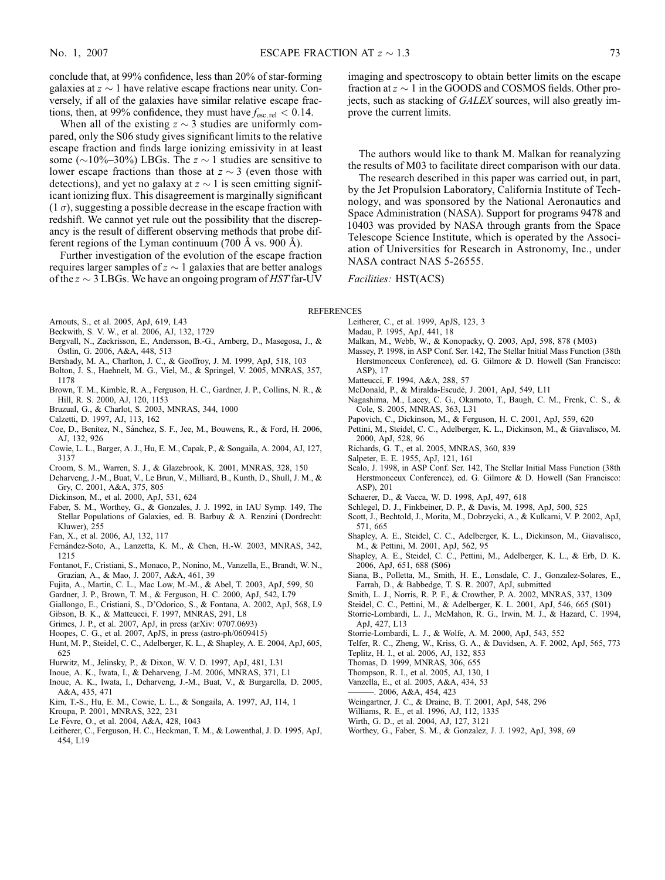conclude that, at 99% confidence, less than 20% of star-forming galaxies at $z \sim 1$ have relative escape fractions near unity. Conversely, if all of the galaxies have similar relative escape fractions, then, at 99% confidence, they must have $f_{\rm esc,rel} < 0.14$.

When all of the existing $z \sim 3$ studies are uniformly compared, only the S06 study gives significant limits to the relative escape fraction and finds large ionizing emissivity in at least some (~10%–30%) LBGs. The $z \sim 1$ studies are sensitive to lower escape fractions than those at $z \sim 3$ (even those with detections), and yet no galaxy at $z \sim 1$ is seen emitting significant ionizing flux. This disagreement is marginally significant ($1\ \sigma$), suggesting a possible decrease in the escape fraction with redshift. We cannot yet rule out the possibility that the discrepancy is the result of different observing methods that probe different regions of the Lyman continuum (700 Å vs. 900 Å).

Further investigation of the evolution of the escape fraction requires larger samples of $z \sim 1$ galaxies that are better analogs of the $z \sim 3$ LBGs. We have an ongoing program of *HST* far-UV imaging and spectroscopy to obtain better limits on the escape fraction at $z \sim 1$ in the GOODS and COSMOS fields. Other projects, such as stacking of *GALEX* sources, will also greatly improve the current limits.

The authors would like to thank M. Malkan for reanalyzing the results of M03 to facilitate direct comparison with our data.

The research described in this paper was carried out, in part, by the Jet Propulsion Laboratory, California Institute of Technology, and was sponsored by the National Aeronautics and Space Administration (NASA). Support for programs 9478 and 10403 was provided by NASA through grants from the Space Telescope Science Institute, which is operated by the Association of Universities for Research in Astronomy, Inc., under NASA contract NAS 5-26555.

*Facilities:* HST(ACS)

## REFERENCES

- Arnouts, S., et al. 2005, ApJ, 619, L43
- Beckwith, S. V. W., et al. 2006, AJ, 132, 1729
- Bergvall, N., Zackrisson, E., Andersson, B.-G., Arnberg, D., Masegosa, J., & Östlin, G. 2006, A&A, 448, 513
- Bershady, M. A., Charlton, J. C., & Geoffroy, J. M. 1999, ApJ, 518, 103
- Bolton, J. S., Haehnelt, M. G., Viel, M., & Springel, V. 2005, MNRAS, 357, 1178
- Brown, T. M., Kimble, R. A., Ferguson, H. C., Gardner, J. P., Collins, N. R., & Hill, R. S. 2000, AJ, 120, 1153
- Bruzual, G., & Charlot, S. 2003, MNRAS, 344, 1000
- Calzetti, D. 1997, AJ, 113, 162
- Coe, D., Benítez, N., Sánchez, S. F., Jee, M., Bouwens, R., & Ford, H. 2006, AJ, 132, 926
- Cowie, L. L., Barger, A. J., Hu, E. M., Capak, P., & Songaila, A. 2004, AJ, 127, 3137
- Croom, S. M., Warren, S. J., & Glazebrook, K. 2001, MNRAS, 328, 150
- Deharveng, J.-M., Buat, V., Le Brun, V., Milliard, B., Kunth, D., Shull, J. M., & Gry, C. 2001, A&A, 375, 805
- Dickinson, M., et al. 2000, ApJ, 531, 624
- Faber, S. M., Worthey, G., & Gonzales, J. J. 1992, in IAU Symp. 149, The Stellar Populations of Galaxies, ed. B. Barbuy & A. Renzini (Dordrecht: Kluwer), 255
- Fan, X., et al. 2006, AJ, 132, 117
- Fernández-Soto, A., Lanzetta, K. M., & Chen, H.-W. 2003, MNRAS, 342, 1215
- Fontanot, F., Cristiani, S., Monaco, P., Nonino, M., Vanzella, E., Brandt, W. N., Grazian, A., & Mao, J. 2007, A&A, 461, 39
- Fujita, A., Martin, C. L., Mac Low, M.-M., & Abel, T. 2003, ApJ, 599, 50
- Gardner, J. P., Brown, T. M., & Ferguson, H. C. 2000, ApJ, 542, L79
- Giallongo, E., Cristiani, S., D'Odorico, S., & Fontana, A. 2002, ApJ, 568, L9
- Gibson, B. K., & Matteucci, F. 1997, MNRAS, 291, L8
- Grimes, J. P., et al. 2007, ApJ, in press (arXiv: 0707.0693)
- Hoopes, C. G., et al. 2007, ApJS, in press (astro-ph/0609415)
- Hunt, M. P., Steidel, C. C., Adelberger, K. L., & Shapley, A. E. 2004, ApJ, 605, 625
- Hurwitz, M., Jelinsky, P., & Dixon, W. V. D. 1997, ApJ, 481, L31
- Inoue, A. K., Iwata, I., & Deharveng, J.-M. 2006, MNRAS, 371, L1
- Inoue, A. K., Iwata, I., Deharveng, J.-M., Buat, V., & Burgarella, D. 2005, A&A, 435, 471
- Kim, T.-S., Hu, E. M., Cowie, L. L., & Songaila, A. 1997, AJ, 114, 1
- Kroupa, P. 2001, MNRAS, 322, 231
- Le Fèvre, O., et al. 2004, A&A, 428, 1043
- Leitherer, C., Ferguson, H. C., Heckman, T. M., & Lowenthal, J. D. 1995, ApJ, 454, L19
- Leitherer, C., et al. 1999, ApJS, 123, 3
- Madau, P. 1995, ApJ, 441, 18
- Malkan, M., Webb, W., & Konopacky, Q. 2003, ApJ, 598, 878 (M03)
- Massey, P. 1998, in ASP Conf. Ser. 142, The Stellar Initial Mass Function (38th Herstmonceux Conference), ed. G. Gilmore & D. Howell (San Francisco: ASP), 17
- Matteucci, F. 1994, A&A, 288, 57
- McDonald, P., & Miralda-Escudé, J. 2001, ApJ, 549, L11
- Nagashima, M., Lacey, C. G., Okamoto, T., Baugh, C. M., Frenk, C. S., & Cole, S. 2005, MNRAS, 363, L31
- Papovich, C., Dickinson, M., & Ferguson, H. C. 2001, ApJ, 559, 620
- Pettini, M., Steidel, C. C., Adelberger, K. L., Dickinson, M., & Giavalisco, M. 2000, ApJ, 528, 96
- Richards, G. T., et al. 2005, MNRAS, 360, 839
- Salpeter, E. E. 1955, ApJ, 121, 161
- Scalo, J. 1998, in ASP Conf. Ser. 142, The Stellar Initial Mass Function (38th Herstmonceux Conference), ed. G. Gilmore & D. Howell (San Francisco: ASP), 201
- Schaerer, D., & Vacca, W. D. 1998, ApJ, 497, 618
- Schlegel, D. J., Finkbeiner, D. P., & Davis, M. 1998, ApJ, 500, 525
- Scott, J., Bechtold, J., Morita, M., Dobrzycki, A., & Kulkarni, V. P. 2002, ApJ, 571, 665
- Shapley, A. E., Steidel, C. C., Adelberger, K. L., Dickinson, M., Giavalisco, M., & Pettini, M. 2001, ApJ, 562, 95
- Shapley, A. E., Steidel, C. C., Pettini, M., Adelberger, K. L., & Erb, D. K. 2006, ApJ, 651, 688 (S06)
- Siana, B., Polletta, M., Smith, H. E., Lonsdale, C. J., Gonzalez-Solares, E., Farrah, D., & Babbedge, T. S. R. 2007, ApJ, submitted
- Smith, L. J., Norris, R. P. F., & Crowther, P. A. 2002, MNRAS, 337, 1309
- Steidel, C. C., Pettini, M., & Adelberger, K. L. 2001, ApJ, 546, 665 (S01)
- Storrie-Lombardi, L. J., McMahon, R. G., Irwin, M. J., & Hazard, C. 1994, ApJ, 427, L13
- Storrie-Lombardi, L. J., & Wolfe, A. M. 2000, ApJ, 543, 552
- Telfer, R. C., Zheng, W., Kriss, G. A., & Davidsen, A. F. 2002, ApJ, 565, 773
- Teplitz, H. I., et al. 2006, AJ, 132, 853
- Thomas, D. 1999, MNRAS, 306, 655
- Thompson, R. I., et al. 2005, AJ, 130, 1
- Vanzella, E., et al. 2005, A&A, 434, 53
- ———. 2006, A&A, 454, 423
- Weingartner, J. C., & Draine, B. T. 2001, ApJ, 548, 296
- Williams, R. E., et al. 1996, AJ, 112, 1335
- Wirth, G. D., et al. 2004, AJ, 127, 3121
- Worthey, G., Faber, S. M., & Gonzalez, J. J. 1992, ApJ, 398, 69